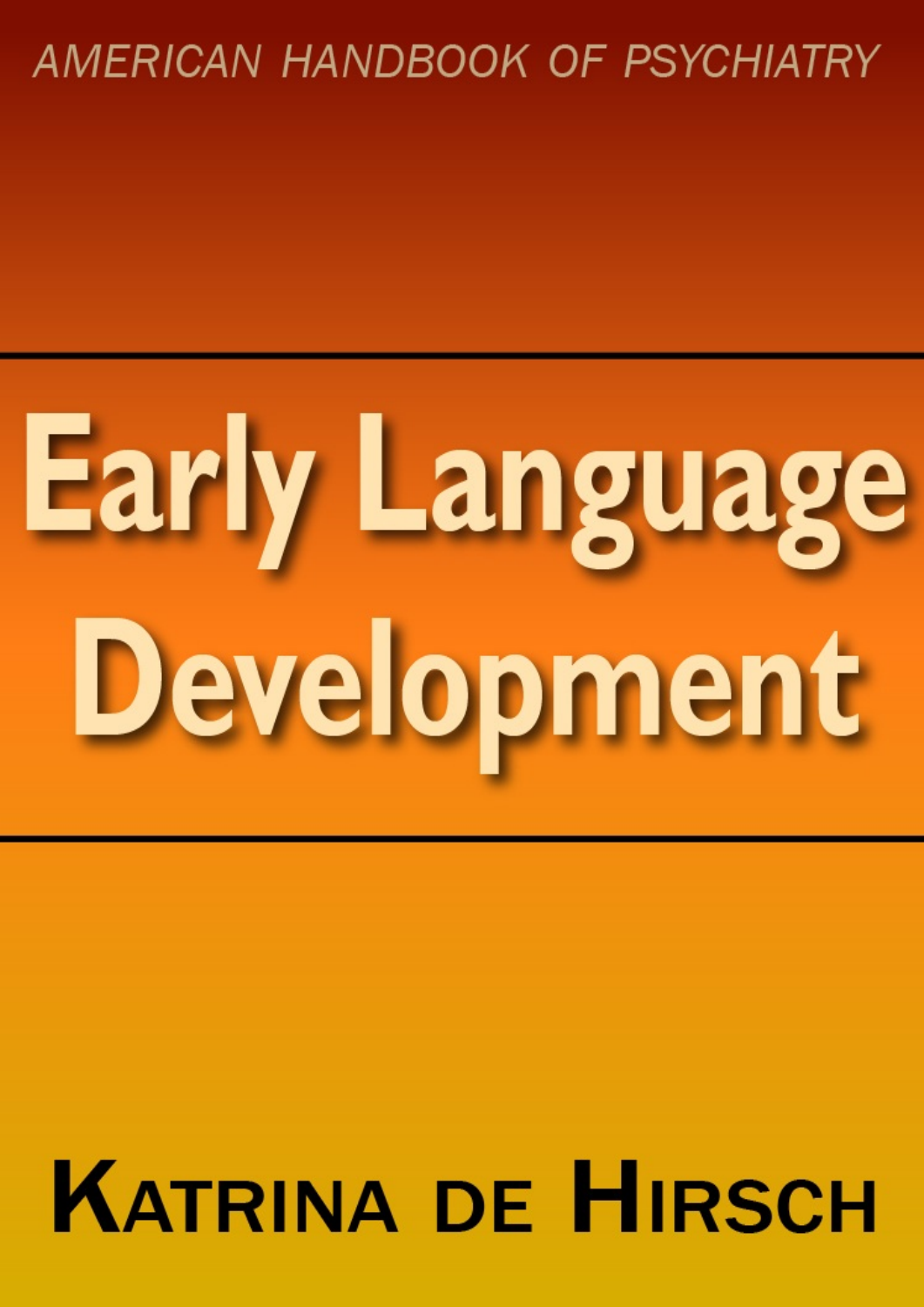AMERICAN HANDBOOK OF PSYCHIATRY

# Early Language Development

KATRINA DE HIRSCH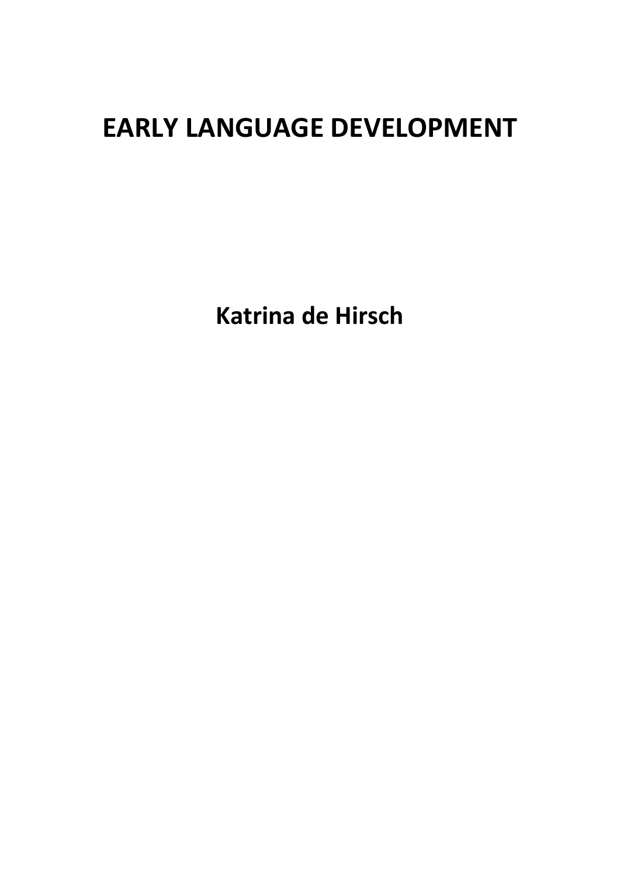# EARLY LANGUAGE DEVELOPMENT

**Katrina de Hirsch**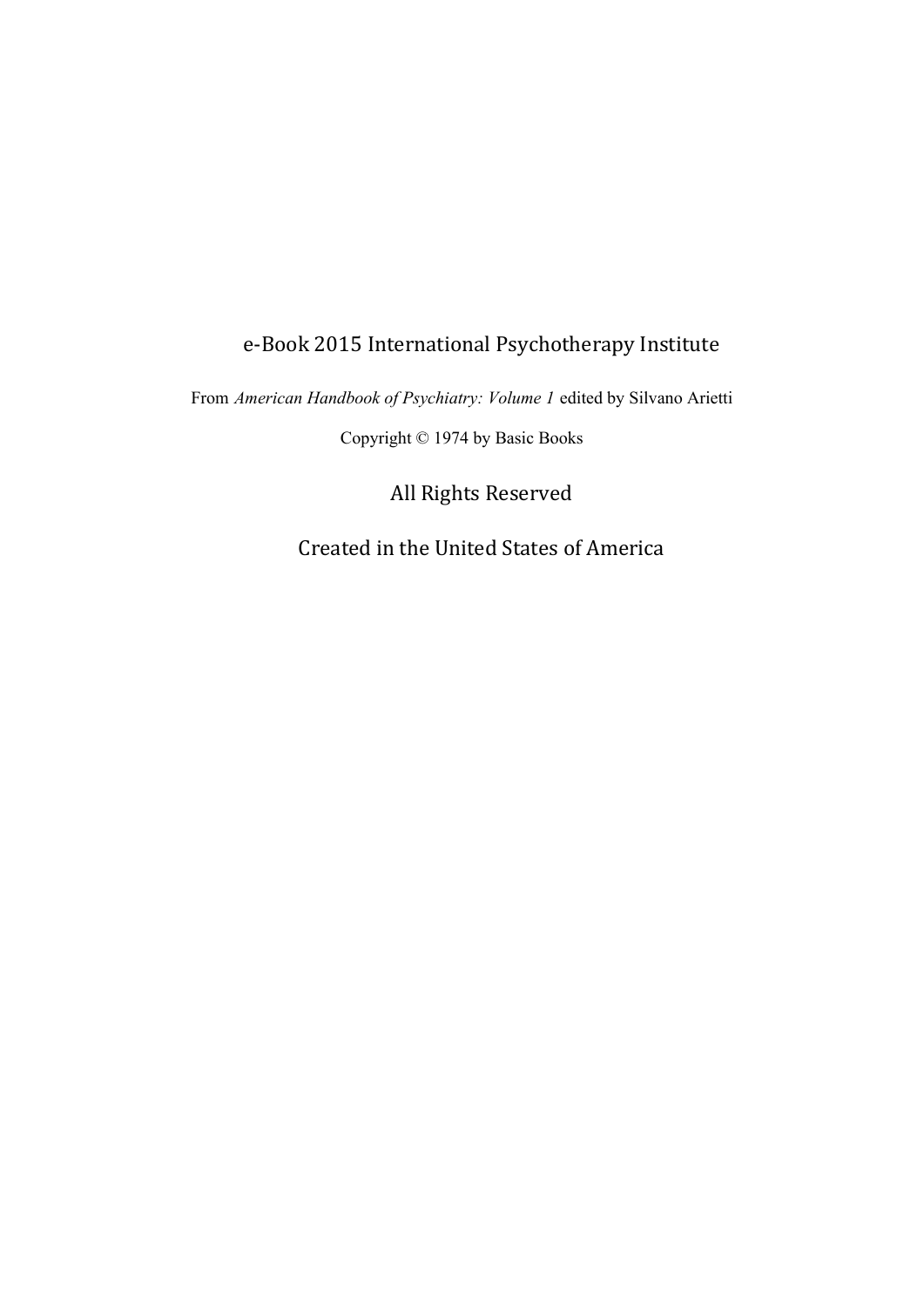e-Book 2015 International Psychotherapy Institute

From *American Handbook of Psychiatry: Volume 1* edited by Silvano Arietti

Copyright © 1974 by Basic Books

All Rights Reserved

Created in the United States of America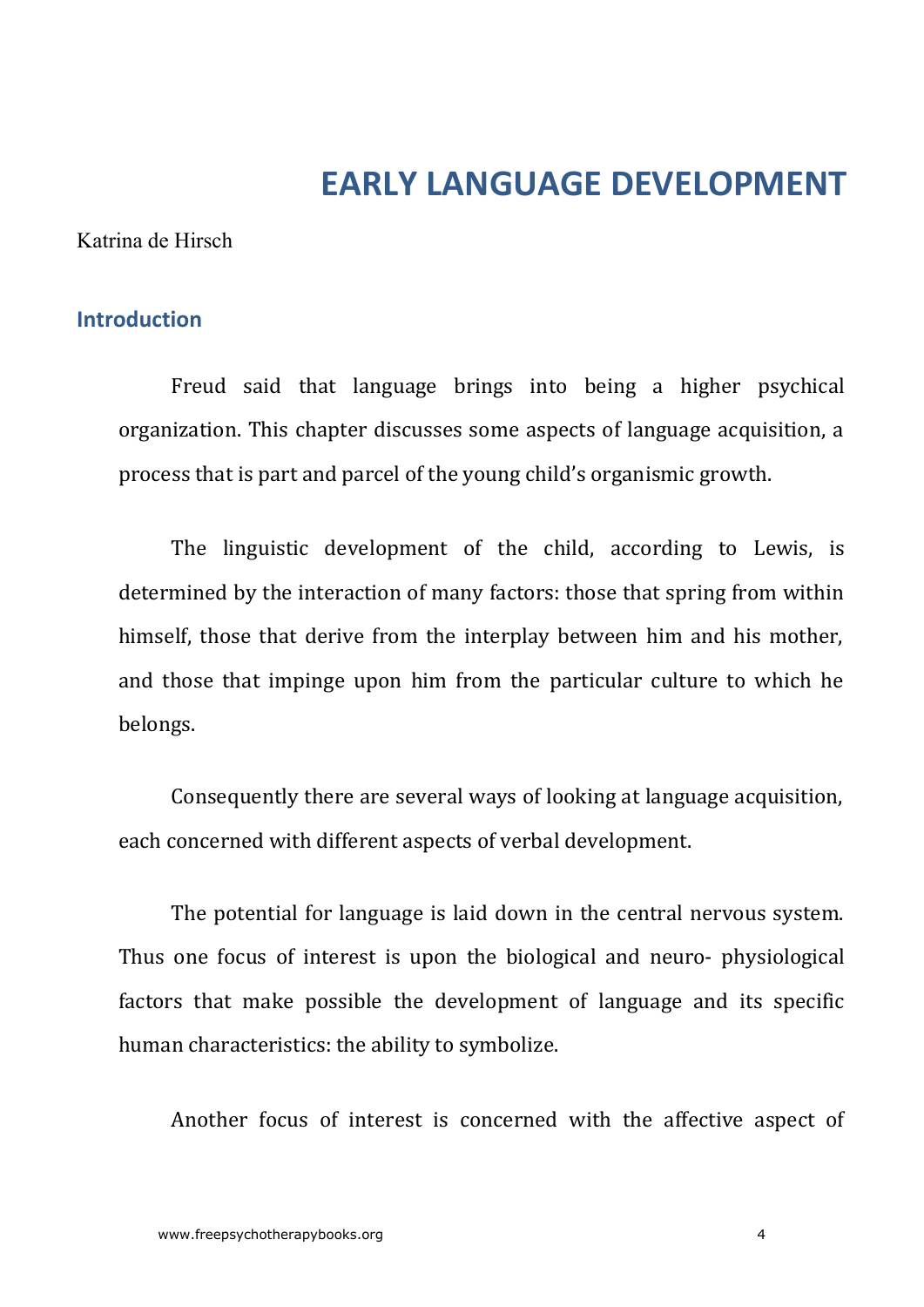# EARLY LANGUAGE DEVELOPMENT

Katrina de Hirsch

## Introduction

Freud said that language brings into being a higher psychical organization. This chapter discusses some aspects of language acquisition, a process that is part and parcel of the young child's organismic growth.

The linguistic development of the child, according to Lewis, is determined by the interaction of many factors: those that spring from within himself, those that derive from the interplay between him and his mother, and those that impinge upon him from the particular culture to which he belongs.

Consequently there are several ways of looking at language acquisition, each concerned with different aspects of verbal development.

The potential for language is laid down in the central nervous system. Thus one focus of interest is upon the biological and neuro- physiological factors that make possible the development of language and its specific human characteristics: the ability to symbolize.

Another focus of interest is concerned with the affective aspect of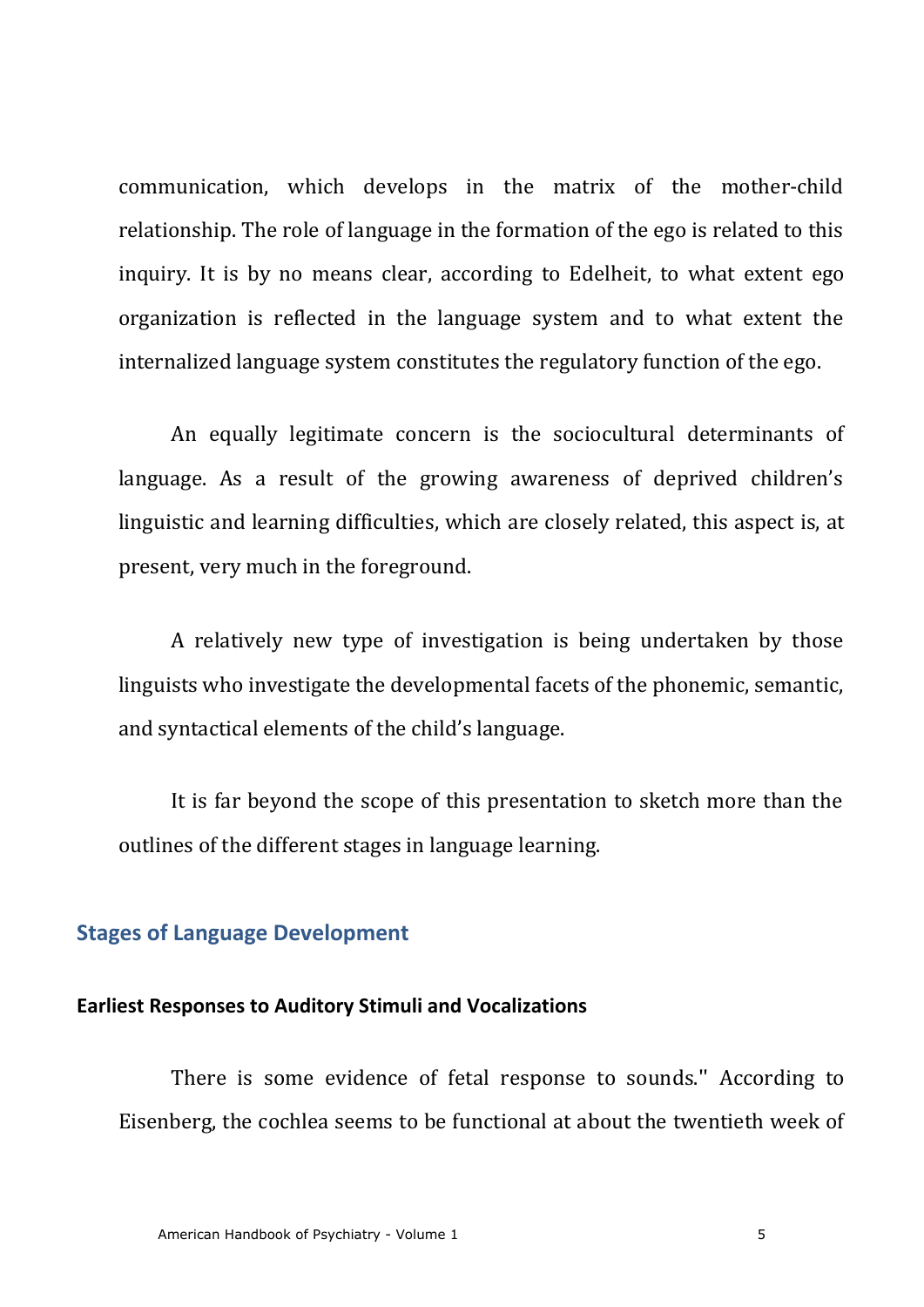communication, which develops in the matrix of the mother-child relationship. The role of language in the formation of the ego is related to this inquiry. It is by no means clear, according to Edelheit, to what extent ego organization is reflected in the language system and to what extent the internalized language system constitutes the regulatory function of the ego.

An equally legitimate concern is the sociocultural determinants of language. As a result of the growing awareness of deprived children's linguistic and learning difficulties, which are closely related, this aspect is, at present, very much in the foreground.

A relatively new type of investigation is being undertaken by those linguists who investigate the developmental facets of the phonemic, semantic, and syntactical elements of the child's language.

It is far beyond the scope of this presentation to sketch more than the outlines of the different stages in language learning.

## Stages of Language Development

### Earliest Responses to Auditory Stimuli and Vocalizations

There is some evidence of fetal response to sounds." According to Eisenberg, the cochlea seems to be functional at about the twentieth week of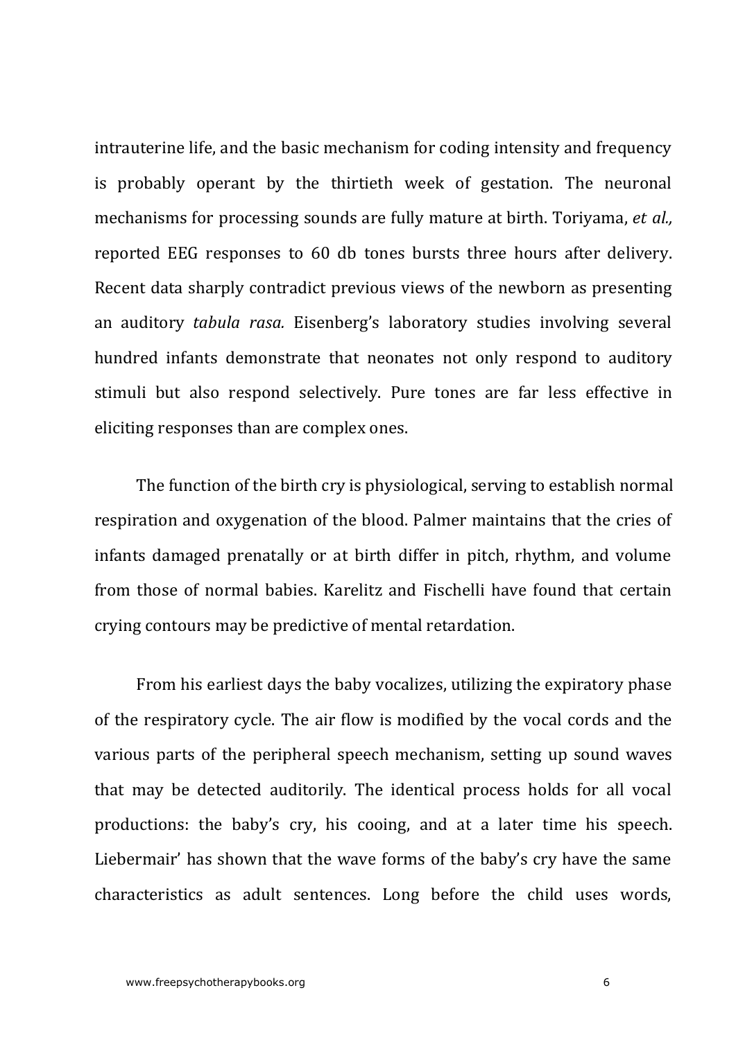intrauterine life, and the basic mechanism for coding intensity and frequency is probably operant by the thirtieth week of gestation. The neuronal mechanisms for processing sounds are fully mature at birth. Toriyama, *et al.,* reported EEG responses to 60 db tones bursts three hours after delivery. Recent data sharply contradict previous views of the newborn as presenting an auditory *tabula rasa.* Eisenberg's laboratory studies involving several hundred infants demonstrate that neonates not only respond to auditory stimuli but also respond selectively. Pure tones are far less effective in eliciting responses than are complex ones.

The function of the birth cry is physiological, serving to establish normal respiration and oxygenation of the blood. Palmer maintains that the cries of infants damaged prenatally or at birth differ in pitch, rhythm, and volume from those of normal babies. Karelitz and Fischelli have found that certain crying contours may be predictive of mental retardation.

From his earliest days the baby vocalizes, utilizing the expiratory phase of the respiratory cycle. The air flow is modified by the vocal cords and the various parts of the peripheral speech mechanism, setting up sound waves that may be detected auditorily. The identical process holds for all vocal productions: the baby's cry, his cooing, and at a later time his speech. Liebermair' has shown that the wave forms of the baby's cry have the same characteristics as adult sentences. Long before the child uses words,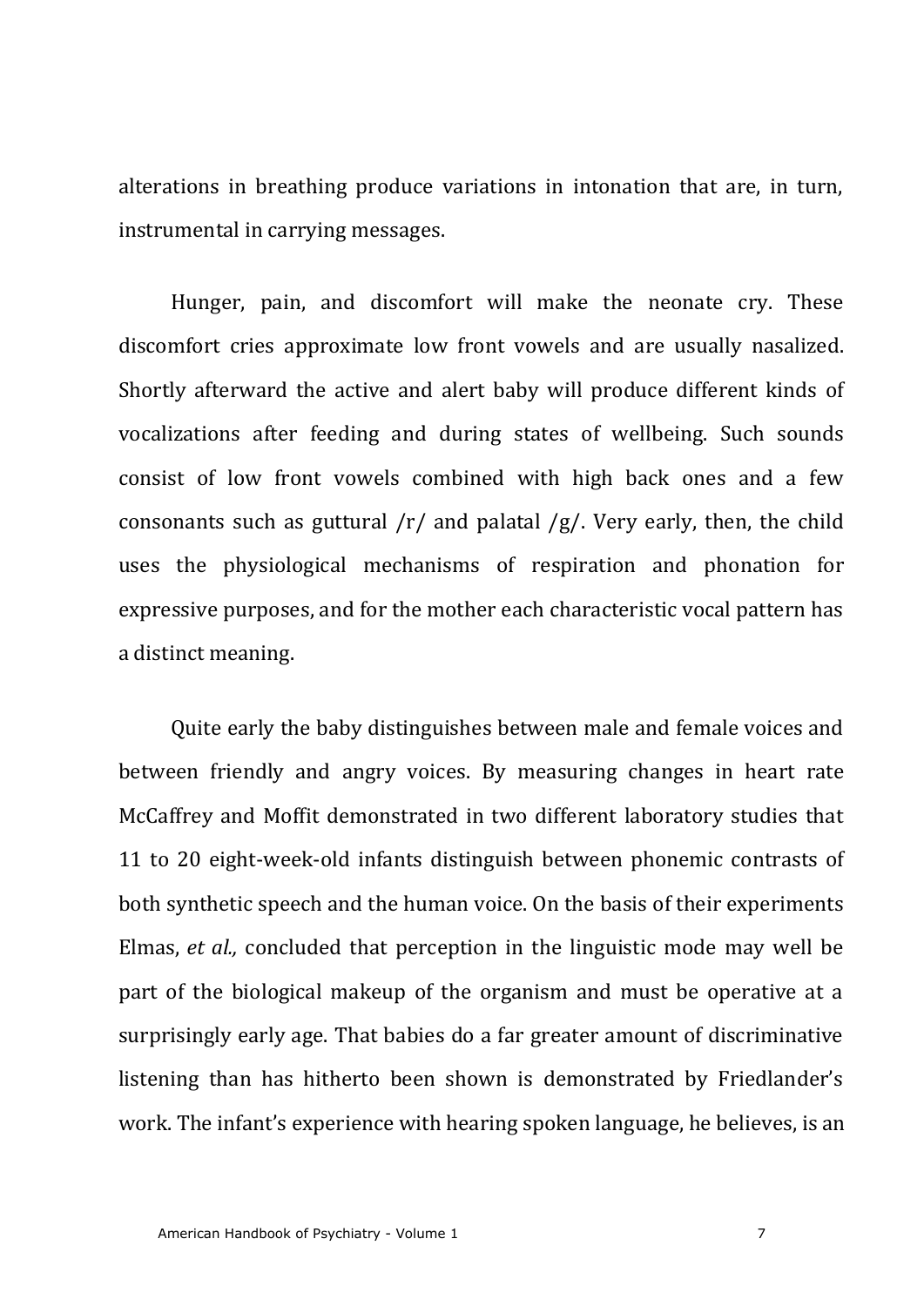alterations in breathing produce variations in intonation that are, in turn, instrumental in carrying messages.

Hunger, pain, and discomfort will make the neonate cry. These discomfort cries approximate low front vowels and are usually nasalized. Shortly afterward the active and alert baby will produce different kinds of vocalizations after feeding and during states of wellbeing. Such sounds consist of low front vowels combined with high back ones and a few consonants such as guttural /r/ and palatal /g/. Very early, then, the child uses the physiological mechanisms of respiration and phonation for expressive purposes, and for the mother each characteristic vocal pattern has a distinct meaning.

Quite early the baby distinguishes between male and female voices and between friendly and angry voices. By measuring changes in heart rate McCaffrey and Moffit demonstrated in two different laboratory studies that 11 to 20 eight-week-old infants distinguish between phonemic contrasts of both synthetic speech and the human voice. On the basis of their experiments Elmas, *et al.,* concluded that perception in the linguistic mode may well be part of the biological makeup of the organism and must be operative at a surprisingly early age. That babies do a far greater amount of discriminative listening than has hitherto been shown is demonstrated by Friedlander's work. The infant's experience with hearing spoken language, he believes, is an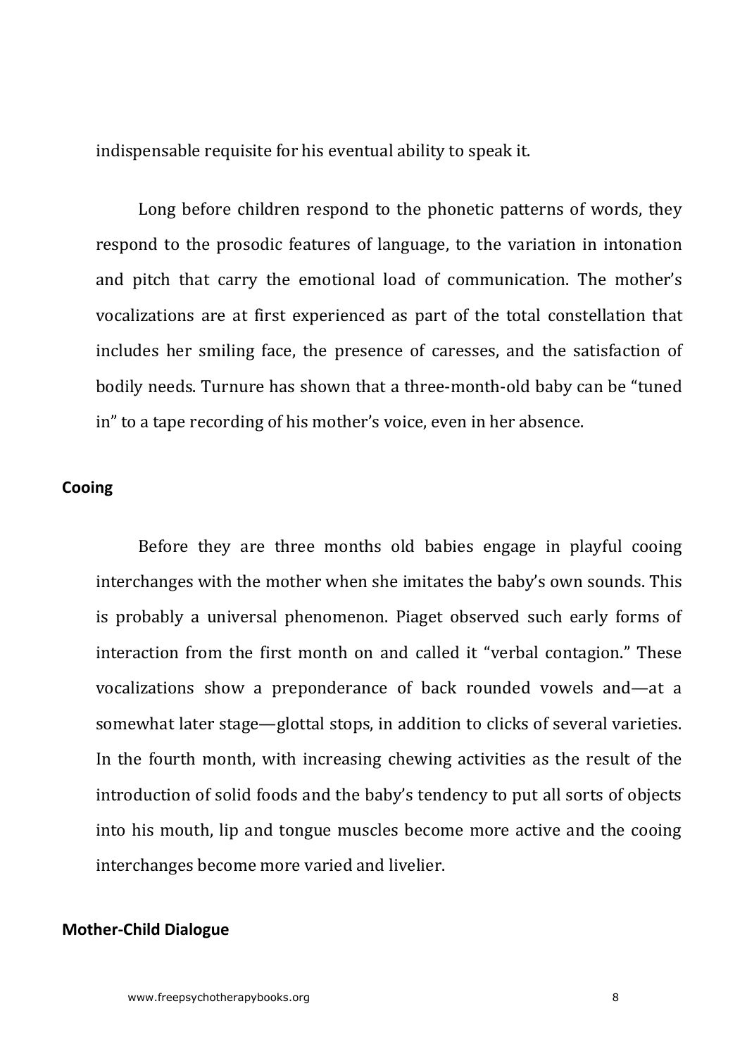indispensable requisite for his eventual ability to speak it.

Long before children respond to the phonetic patterns of words, they respond to the prosodic features of language, to the variation in intonation and pitch that carry the emotional load of communication. The mother's vocalizations are at first experienced as part of the total constellation that includes her smiling face, the presence of caresses, and the satisfaction of bodily needs. Turnure has shown that a three-month-old baby can be "tuned in" to a tape recording of his mother's voice, even in her absence.

## Cooing

Before they are three months old babies engage in playful cooing interchanges with the mother when she imitates the baby's own sounds. This is probably a universal phenomenon. Piaget observed such early forms of interaction from the first month on and called it "verbal contagion." These vocalizations show a preponderance of back rounded vowels and—at a somewhat later stage—glottal stops, in addition to clicks of several varieties. In the fourth month, with increasing chewing activities as the result of the introduction of solid foods and the baby's tendency to put all sorts of objects into his mouth, lip and tongue muscles become more active and the cooing interchanges become more varied and livelier.

## Mother-Child Dialogue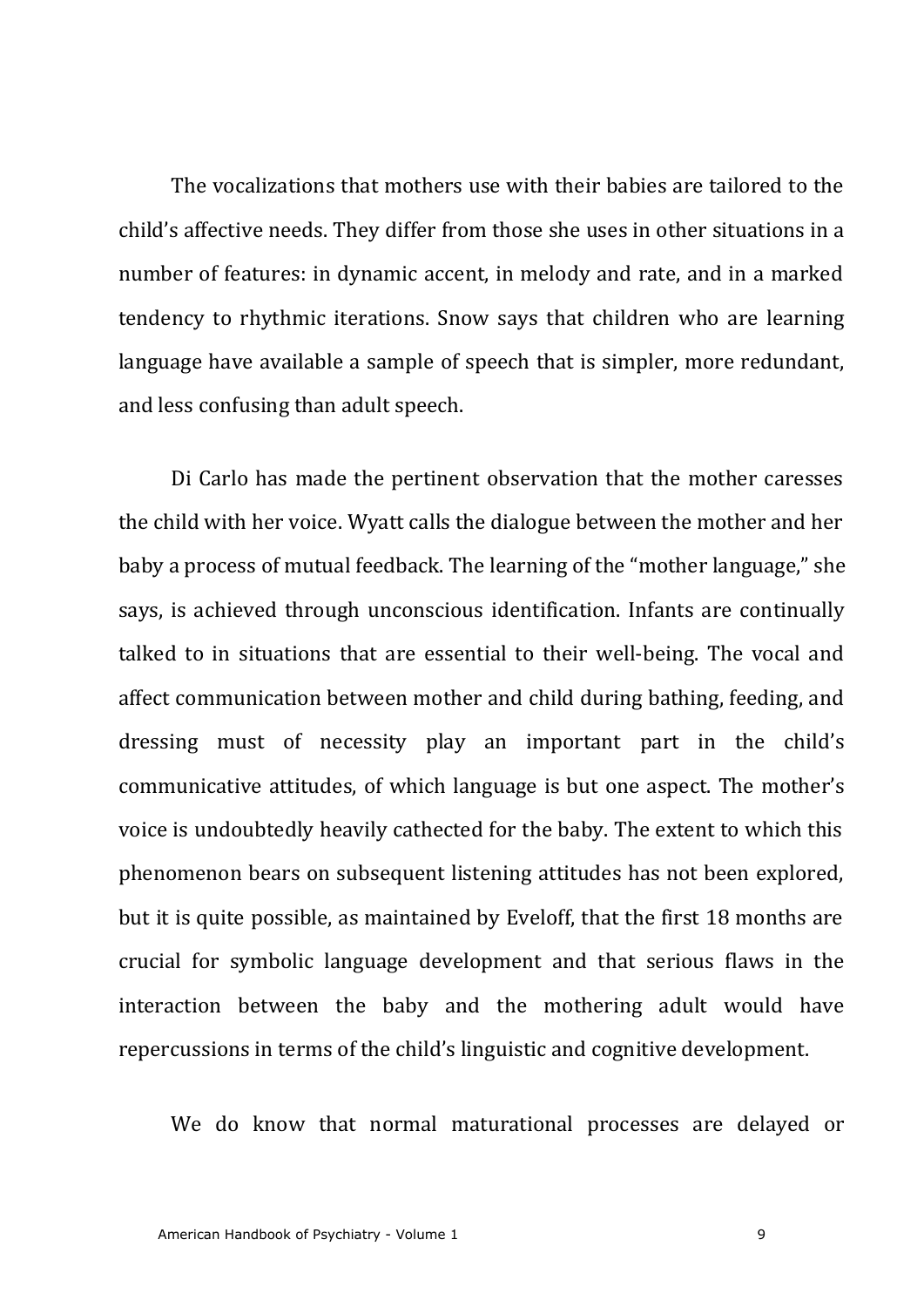The vocalizations that mothers use with their babies are tailored to the child's affective needs. They differ from those she uses in other situations in a number of features: in dynamic accent, in melody and rate, and in a marked tendency to rhythmic iterations. Snow says that children who are learning language have available a sample of speech that is simpler, more redundant, and less confusing than adult speech.

Di Carlo has made the pertinent observation that the mother caresses the child with her voice. Wyatt calls the dialogue between the mother and her baby a process of mutual feedback. The learning of the "mother language," she says, is achieved through unconscious identification. Infants are continually talked to in situations that are essential to their well-being. The vocal and affect communication between mother and child during bathing, feeding, and dressing must of necessity play an important part in the child's communicative attitudes, of which language is but one aspect. The mother's voice is undoubtedly heavily cathected for the baby. The extent to which this phenomenon bears on subsequent listening attitudes has not been explored, but it is quite possible, as maintained by Eveloff, that the first 18 months are crucial for symbolic language development and that serious flaws in the interaction between the baby and the mothering adult would have repercussions in terms of the child's linguistic and cognitive development.

We do know that normal maturational processes are delayed or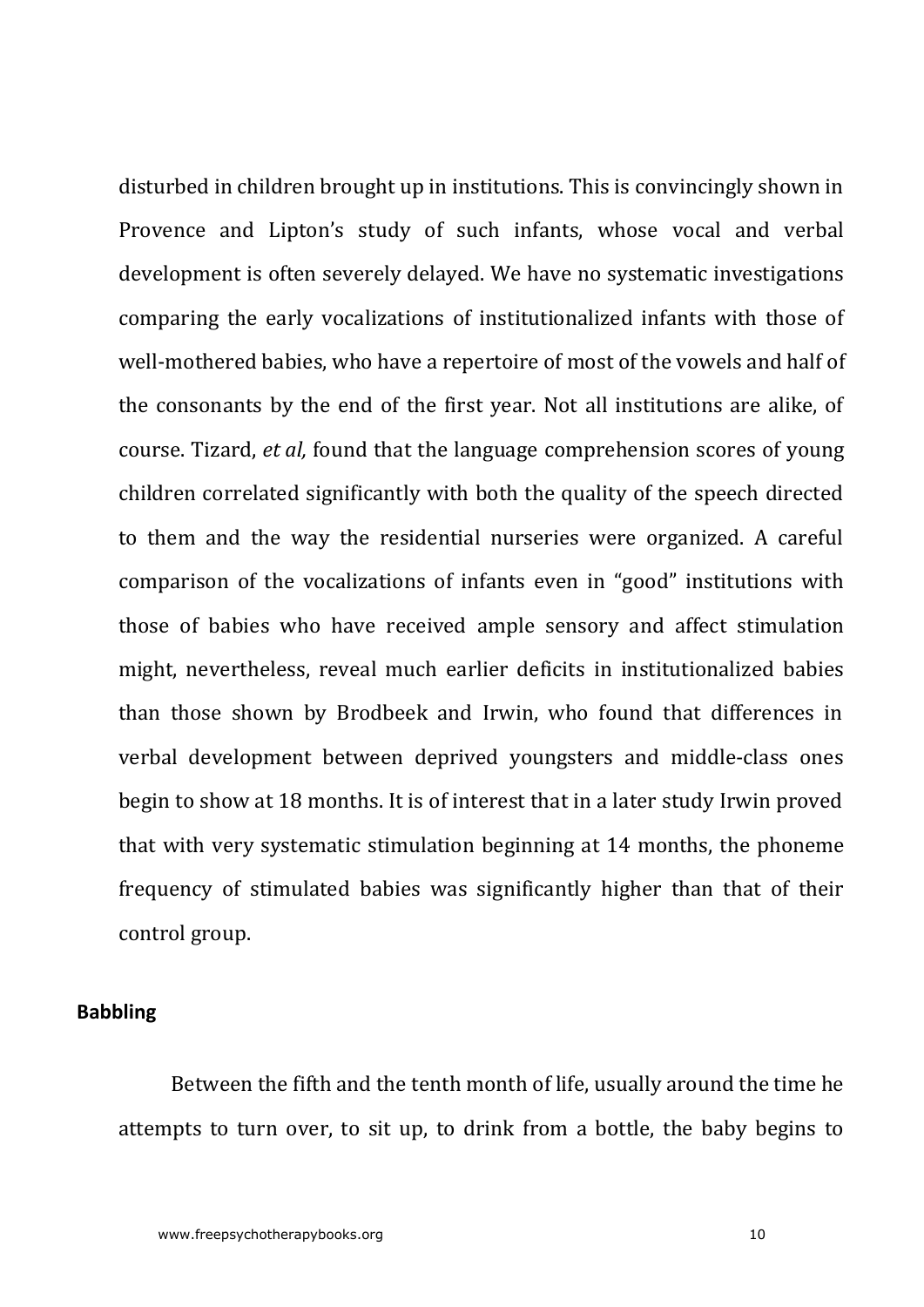disturbed in children brought up in institutions. This is convincingly shown in Provence and Lipton's study of such infants, whose vocal and verbal development is often severely delayed. We have no systematic investigations comparing the early vocalizations of institutionalized infants with those of well-mothered babies, who have a repertoire of most of the vowels and half of the consonants by the end of the first year. Not all institutions are alike, of course. Tizard, *et al,* found that the language comprehension scores of young children correlated significantly with both the quality of the speech directed to them and the way the residential nurseries were organized. A careful comparison of the vocalizations of infants even in "good" institutions with those of babies who have received ample sensory and affect stimulation might, nevertheless, reveal much earlier deficits in institutionalized babies than those shown by Brodbeek and Irwin, who found that differences in verbal development between deprived youngsters and middle-class ones begin to show at 18 months. It is of interest that in a later study Irwin proved that with very systematic stimulation beginning at 14 months, the phoneme frequency of stimulated babies was significantly higher than that of their control group.

**Babbling**

Between the fifth and the tenth month of life, usually around the time he attempts to turn over, to sit up, to drink from a bottle, the baby begins to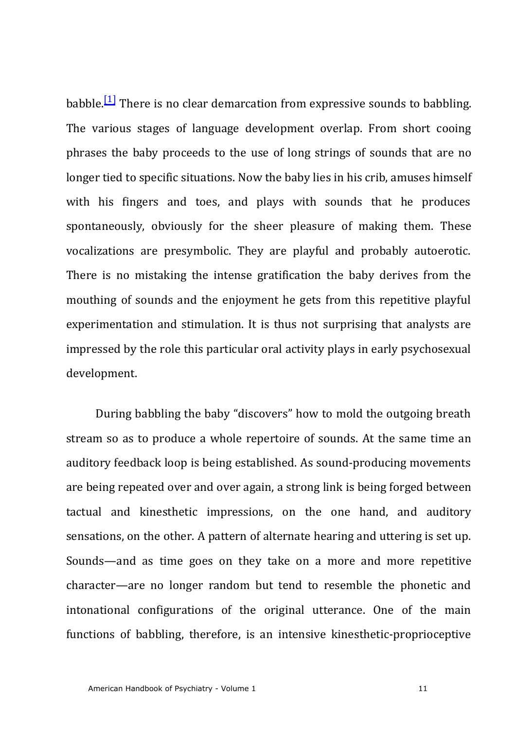babble.[1] There is no clear demarcation from expressive sounds to babbling. The various stages of language development overlap. From short cooing phrases the baby proceeds to the use of long strings of sounds that are no longer tied to specific situations. Now the baby lies in his crib, amuses himself with his fingers and toes, and plays with sounds that he produces spontaneously, obviously for the sheer pleasure of making them. These vocalizations are presymbolic. They are playful and probably autoerotic. There is no mistaking the intense gratification the baby derives from the mouthing of sounds and the enjoyment he gets from this repetitive playful experimentation and stimulation. It is thus not surprising that analysts are impressed by the role this particular oral activity plays in early psychosexual development.

During babbling the baby “discovers” how to mold the outgoing breath stream so as to produce a whole repertoire of sounds. At the same time an auditory feedback loop is being established. As sound-producing movements are being repeated over and over again, a strong link is being forged between tactual and kinesthetic impressions, on the one hand, and auditory sensations, on the other. A pattern of alternate hearing and uttering is set up. Sounds—and as time goes on they take on a more and more repetitive character—are no longer random but tend to resemble the phonetic and intonational configurations of the original utterance. One of the main functions of babbling, therefore, is an intensive kinesthetic-proprioceptive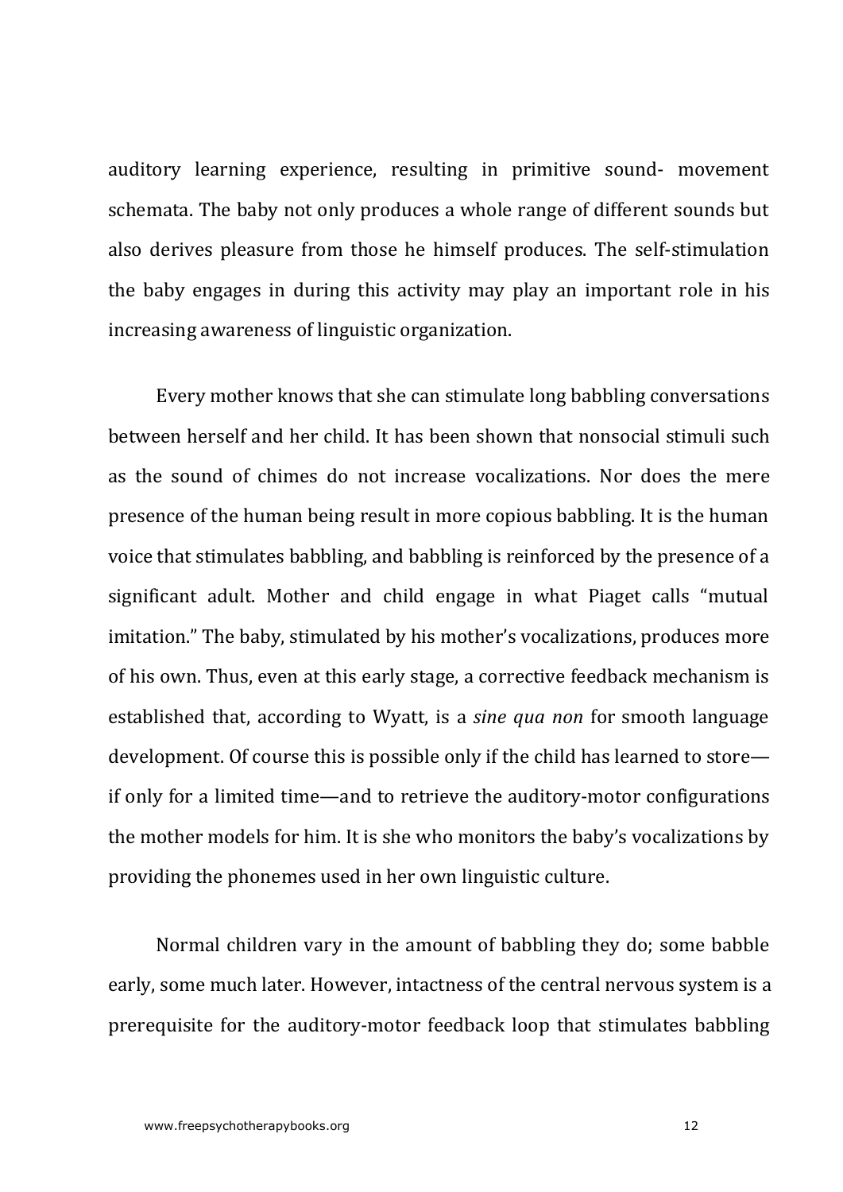auditory learning experience, resulting in primitive sound- movement schemata. The baby not only produces a whole range of different sounds but also derives pleasure from those he himself produces. The self-stimulation the baby engages in during this activity may play an important role in his increasing awareness of linguistic organization.

Every mother knows that she can stimulate long babbling conversations between herself and her child. It has been shown that nonsocial stimuli such as the sound of chimes do not increase vocalizations. Nor does the mere presence of the human being result in more copious babbling. It is the human voice that stimulates babbling, and babbling is reinforced by the presence of a significant adult. Mother and child engage in what Piaget calls "mutual imitation." The baby, stimulated by his mother's vocalizations, produces more of his own. Thus, even at this early stage, a corrective feedback mechanism is established that, according to Wyatt, is a *sine qua non* for smooth language development. Of course this is possible only if the child has learned to store—if only for a limited time—and to retrieve the auditory-motor configurations the mother models for him. It is she who monitors the baby's vocalizations by providing the phonemes used in her own linguistic culture.

Normal children vary in the amount of babbling they do; some babble early, some much later. However, intactness of the central nervous system is a prerequisite for the auditory-motor feedback loop that stimulates babbling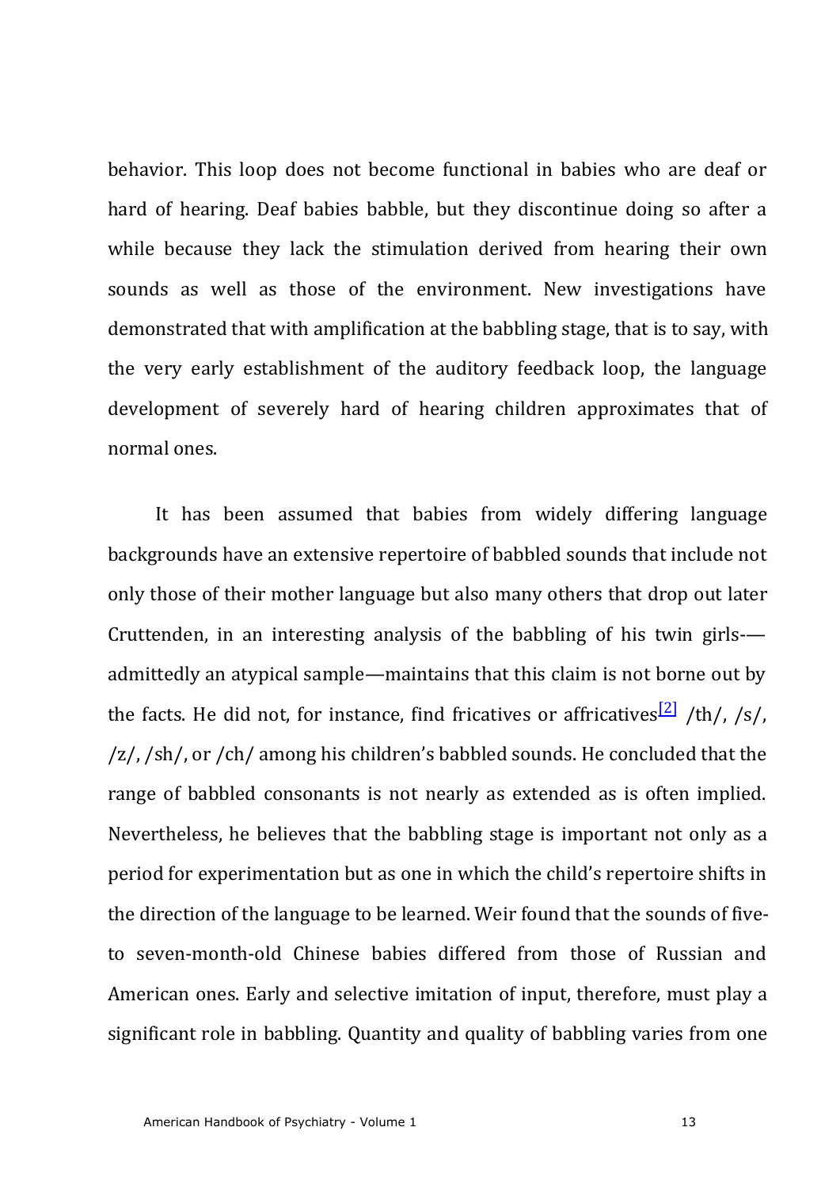behavior. This loop does not become functional in babies who are deaf or hard of hearing. Deaf babies babble, but they discontinue doing so after a while because they lack the stimulation derived from hearing their own sounds as well as those of the environment. New investigations have demonstrated that with amplification at the babbling stage, that is to say, with the very early establishment of the auditory feedback loop, the language development of severely hard of hearing children approximates that of normal ones.

It has been assumed that babies from widely differing language backgrounds have an extensive repertoire of babbled sounds that include not only those of their mother language but also many others that drop out later Cruttenden, in an interesting analysis of the babbling of his twin girls-—admittedly an atypical sample—maintains that this claim is not borne out by the facts. He did not, for instance, find fricatives or affricatives[2] /th/, /s/, /z/, /sh/, or /ch/ among his children's babbled sounds. He concluded that the range of babbled consonants is not nearly as extended as is often implied. Nevertheless, he believes that the babbling stage is important not only as a period for experimentation but as one in which the child's repertoire shifts in the direction of the language to be learned. Weir found that the sounds of five- to seven-month-old Chinese babies differed from those of Russian and American ones. Early and selective imitation of input, therefore, must play a significant role in babbling. Quantity and quality of babbling varies from one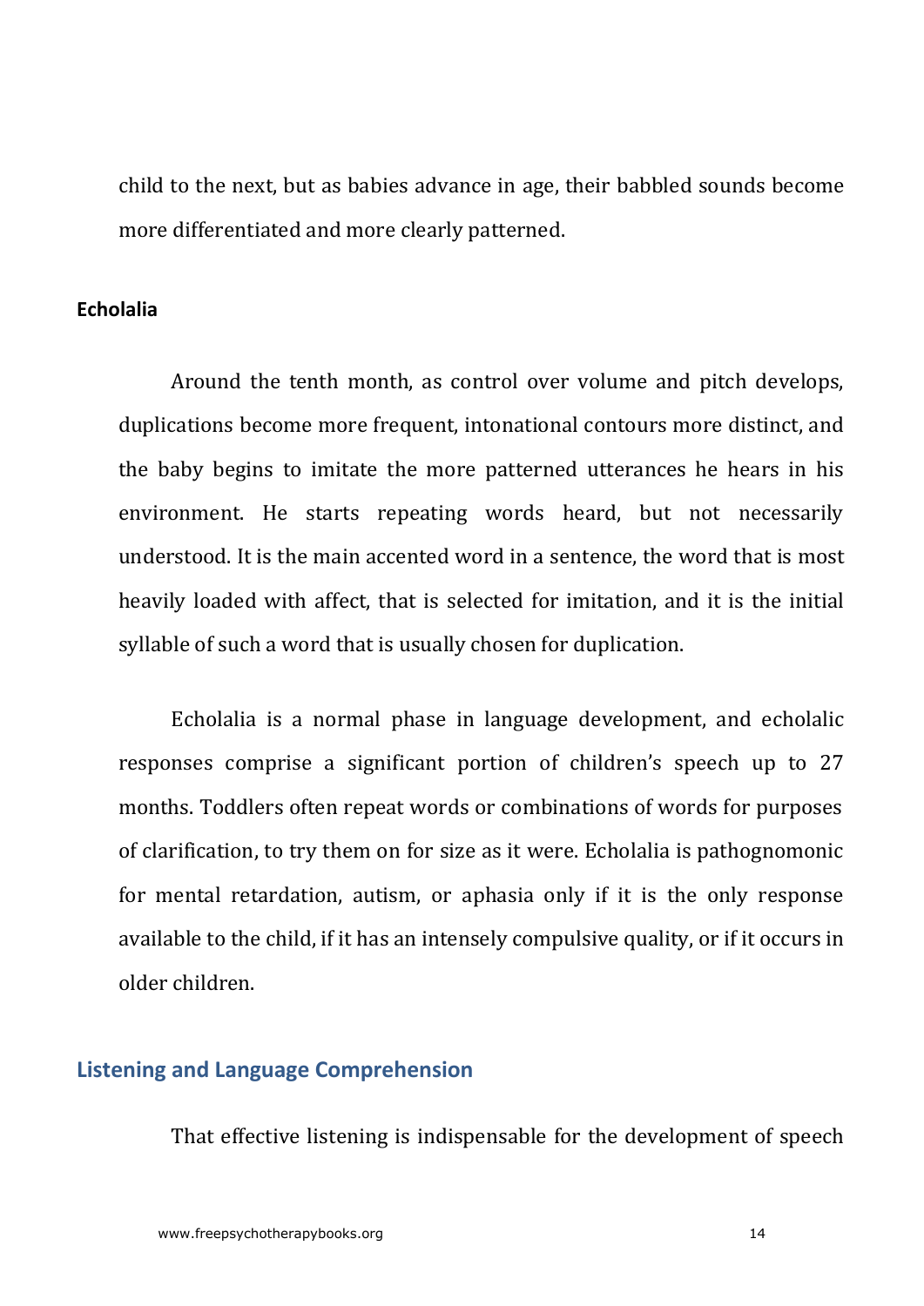child to the next, but as babies advance in age, their babbled sounds become more differentiated and more clearly patterned.

#### Echolalia

Around the tenth month, as control over volume and pitch develops, duplications become more frequent, intonational contours more distinct, and the baby begins to imitate the more patterned utterances he hears in his environment. He starts repeating words heard, but not necessarily understood. It is the main accented word in a sentence, the word that is most heavily loaded with affect, that is selected for imitation, and it is the initial syllable of such a word that is usually chosen for duplication.

Echolalia is a normal phase in language development, and echolalic responses comprise a significant portion of children's speech up to 27 months. Toddlers often repeat words or combinations of words for purposes of clarification, to try them on for size as it were. Echolalia is pathognomonic for mental retardation, autism, or aphasia only if it is the only response available to the child, if it has an intensely compulsive quality, or if it occurs in older children.

### Listening and Language Comprehension

That effective listening is indispensable for the development of speech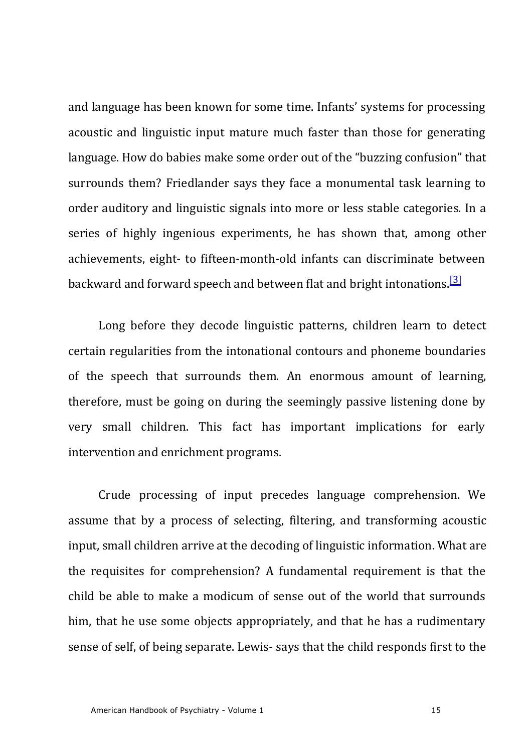and language has been known for some time. Infants' systems for processing acoustic and linguistic input mature much faster than those for generating language. How do babies make some order out of the "buzzing confusion" that surrounds them? Friedlander says they face a monumental task learning to order auditory and linguistic signals into more or less stable categories. In a series of highly ingenious experiments, he has shown that, among other achievements, eight- to fifteen-month-old infants can discriminate between backward and forward speech and between flat and bright intonations.[3]

Long before they decode linguistic patterns, children learn to detect certain regularities from the intonational contours and phoneme boundaries of the speech that surrounds them. An enormous amount of learning, therefore, must be going on during the seemingly passive listening done by very small children. This fact has important implications for early intervention and enrichment programs.

Crude processing of input precedes language comprehension. We assume that by a process of selecting, filtering, and transforming acoustic input, small children arrive at the decoding of linguistic information. What are the requisites for comprehension? A fundamental requirement is that the child be able to make a modicum of sense out of the world that surrounds him, that he use some objects appropriately, and that he has a rudimentary sense of self, of being separate. Lewis- says that the child responds first to the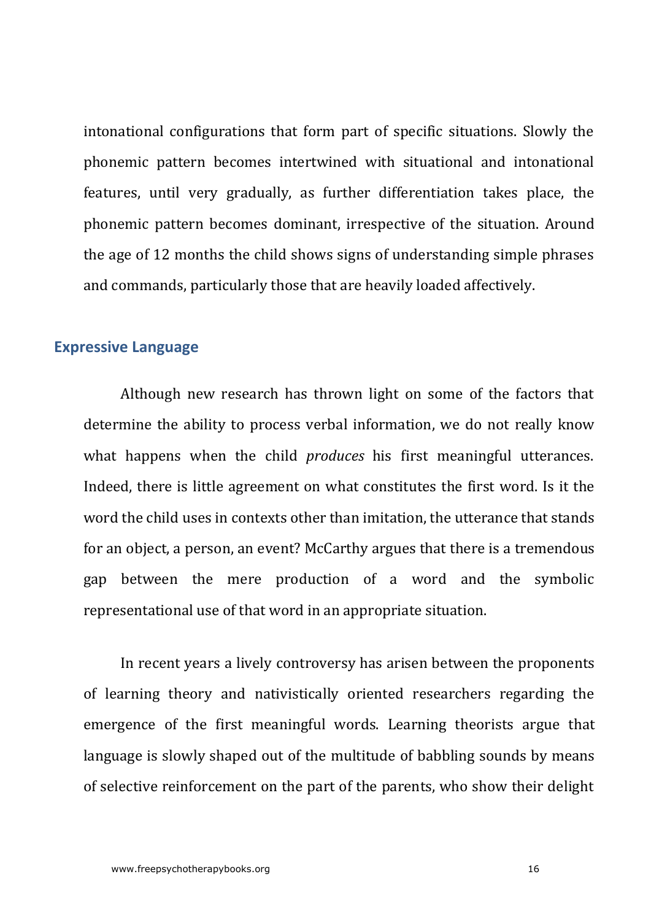intonational configurations that form part of specific situations. Slowly the phonemic pattern becomes intertwined with situational and intonational features, until very gradually, as further differentiation takes place, the phonemic pattern becomes dominant, irrespective of the situation. Around the age of 12 months the child shows signs of understanding simple phrases and commands, particularly those that are heavily loaded affectively.

## Expressive Language

Although new research has thrown light on some of the factors that determine the ability to process verbal information, we do not really know what happens when the child *produces* his first meaningful utterances. Indeed, there is little agreement on what constitutes the first word. Is it the word the child uses in contexts other than imitation, the utterance that stands for an object, a person, an event? McCarthy argues that there is a tremendous gap between the mere production of a word and the symbolic representational use of that word in an appropriate situation.

In recent years a lively controversy has arisen between the proponents of learning theory and nativistically oriented researchers regarding the emergence of the first meaningful words. Learning theorists argue that language is slowly shaped out of the multitude of babbling sounds by means of selective reinforcement on the part of the parents, who show their delight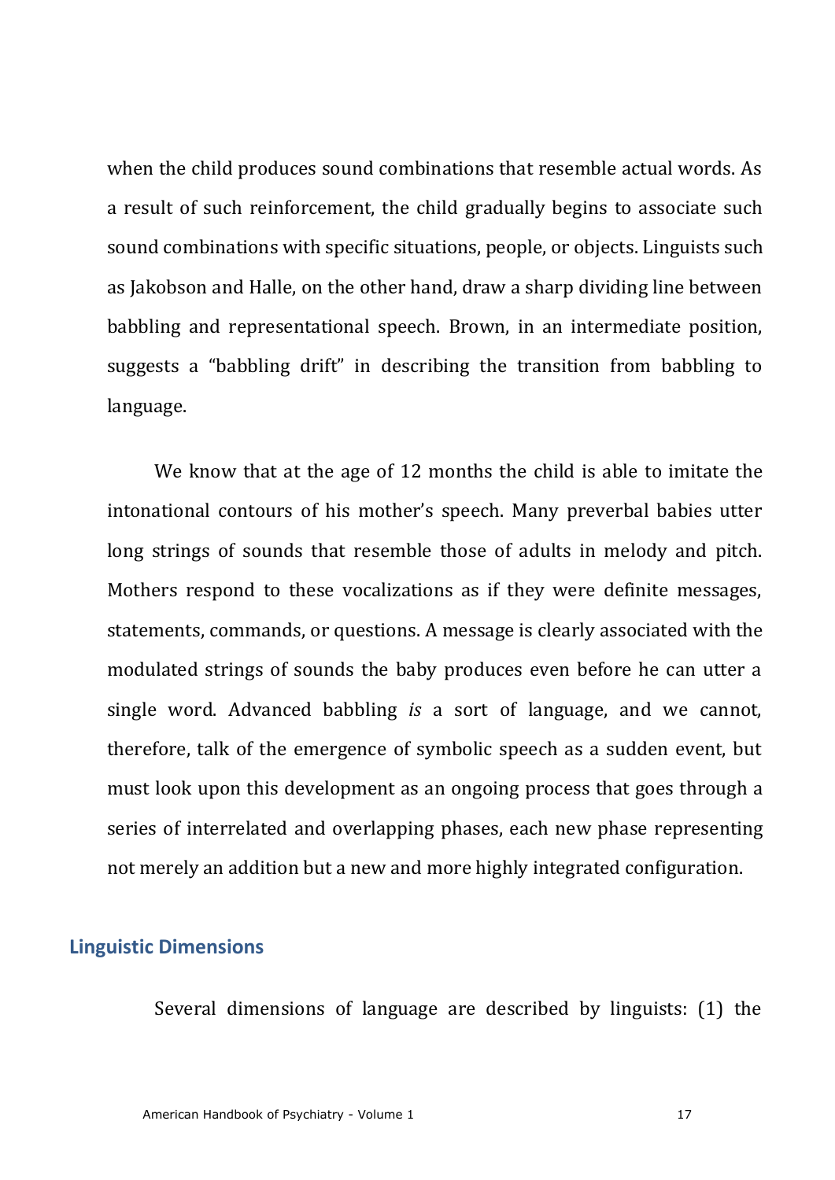when the child produces sound combinations that resemble actual words. As a result of such reinforcement, the child gradually begins to associate such sound combinations with specific situations, people, or objects. Linguists such as Jakobson and Halle, on the other hand, draw a sharp dividing line between babbling and representational speech. Brown, in an intermediate position, suggests a “babbling drift” in describing the transition from babbling to language.

We know that at the age of 12 months the child is able to imitate the intonational contours of his mother’s speech. Many preverbal babies utter long strings of sounds that resemble those of adults in melody and pitch. Mothers respond to these vocalizations as if they were definite messages, statements, commands, or questions. A message is clearly associated with the modulated strings of sounds the baby produces even before he can utter a single word. Advanced babbling *is* a sort of language, and we cannot, therefore, talk of the emergence of symbolic speech as a sudden event, but must look upon this development as an ongoing process that goes through a series of interrelated and overlapping phases, each new phase representing not merely an addition but a new and more highly integrated configuration.

## Linguistic Dimensions

Several dimensions of language are described by linguists: (1) the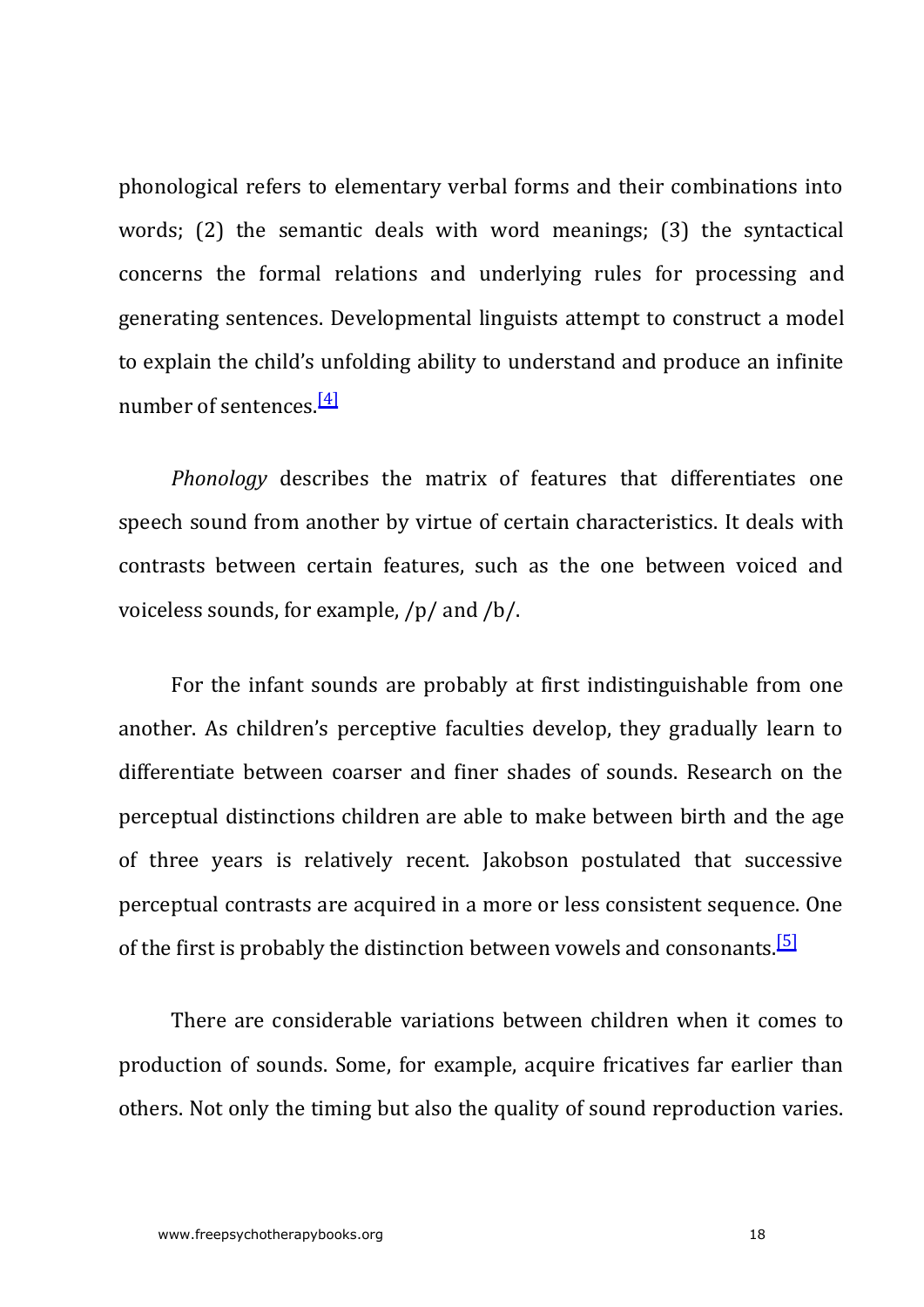phonological refers to elementary verbal forms and their combinations into words; (2) the semantic deals with word meanings; (3) the syntactical concerns the formal relations and underlying rules for processing and generating sentences. Developmental linguists attempt to construct a model to explain the child's unfolding ability to understand and produce an infinite number of sentences.[4]

*Phonology* describes the matrix of features that differentiates one speech sound from another by virtue of certain characteristics. It deals with contrasts between certain features, such as the one between voiced and voiceless sounds, for example, /p/ and /b/.

For the infant sounds are probably at first indistinguishable from one another. As children's perceptive faculties develop, they gradually learn to differentiate between coarser and finer shades of sounds. Research on the perceptual distinctions children are able to make between birth and the age of three years is relatively recent. Jakobson postulated that successive perceptual contrasts are acquired in a more or less consistent sequence. One of the first is probably the distinction between vowels and consonants.[5]

There are considerable variations between children when it comes to production of sounds. Some, for example, acquire fricatives far earlier than others. Not only the timing but also the quality of sound reproduction varies.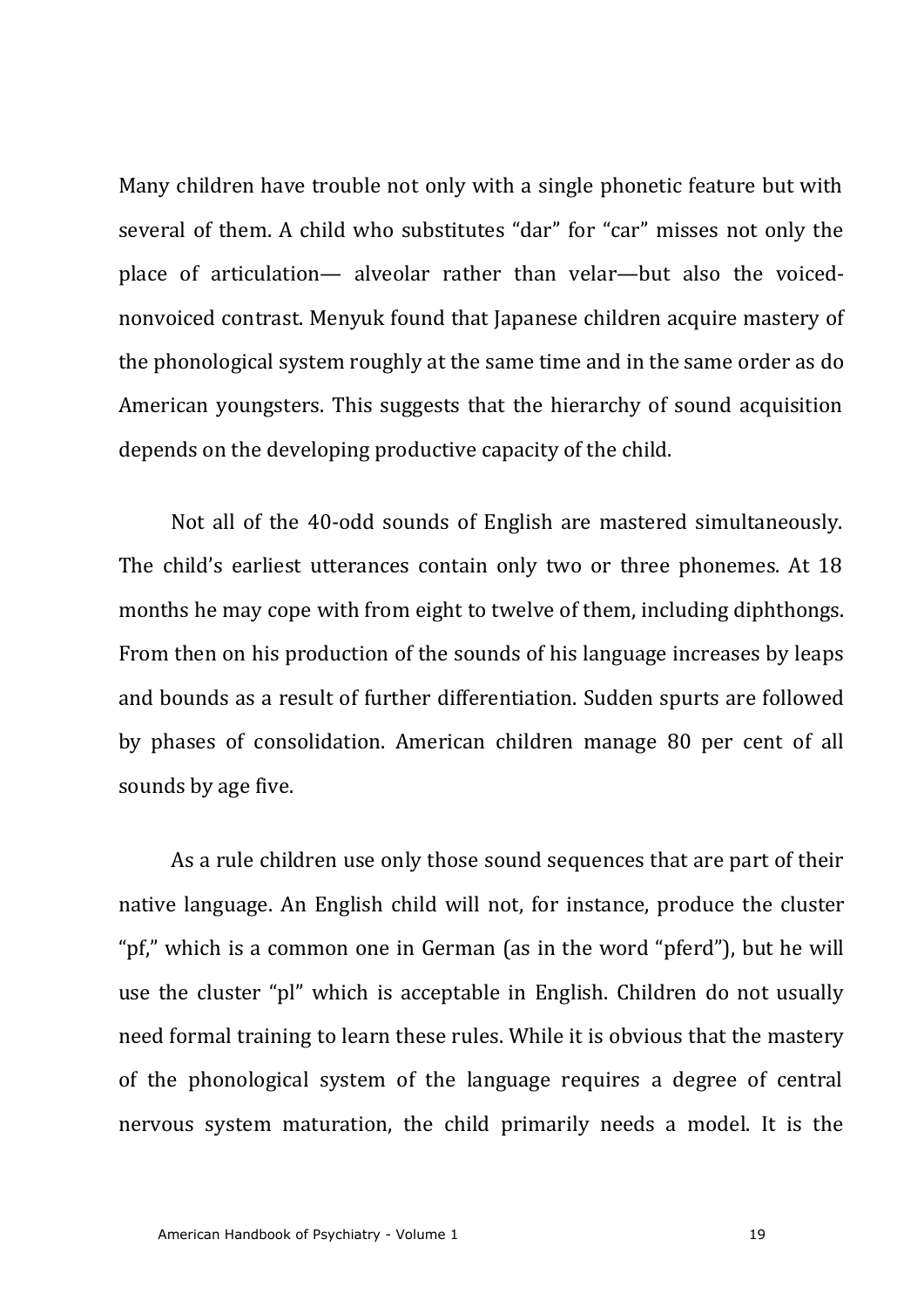Many children have trouble not only with a single phonetic feature but with several of them. A child who substitutes “dar” for “car” misses not only the place of articulation— alveolar rather than velar—but also the voiced-nonvoiced contrast. Menyuk found that Japanese children acquire mastery of the phonological system roughly at the same time and in the same order as do American youngsters. This suggests that the hierarchy of sound acquisition depends on the developing productive capacity of the child.

Not all of the 40-odd sounds of English are mastered simultaneously. The child’s earliest utterances contain only two or three phonemes. At 18 months he may cope with from eight to twelve of them, including diphthongs. From then on his production of the sounds of his language increases by leaps and bounds as a result of further differentiation. Sudden spurts are followed by phases of consolidation. American children manage 80 per cent of all sounds by age five.

As a rule children use only those sound sequences that are part of their native language. An English child will not, for instance, produce the cluster “pf,” which is a common one in German (as in the word “pferd”), but he will use the cluster “pl” which is acceptable in English. Children do not usually need formal training to learn these rules. While it is obvious that the mastery of the phonological system of the language requires a degree of central nervous system maturation, the child primarily needs a model. It is the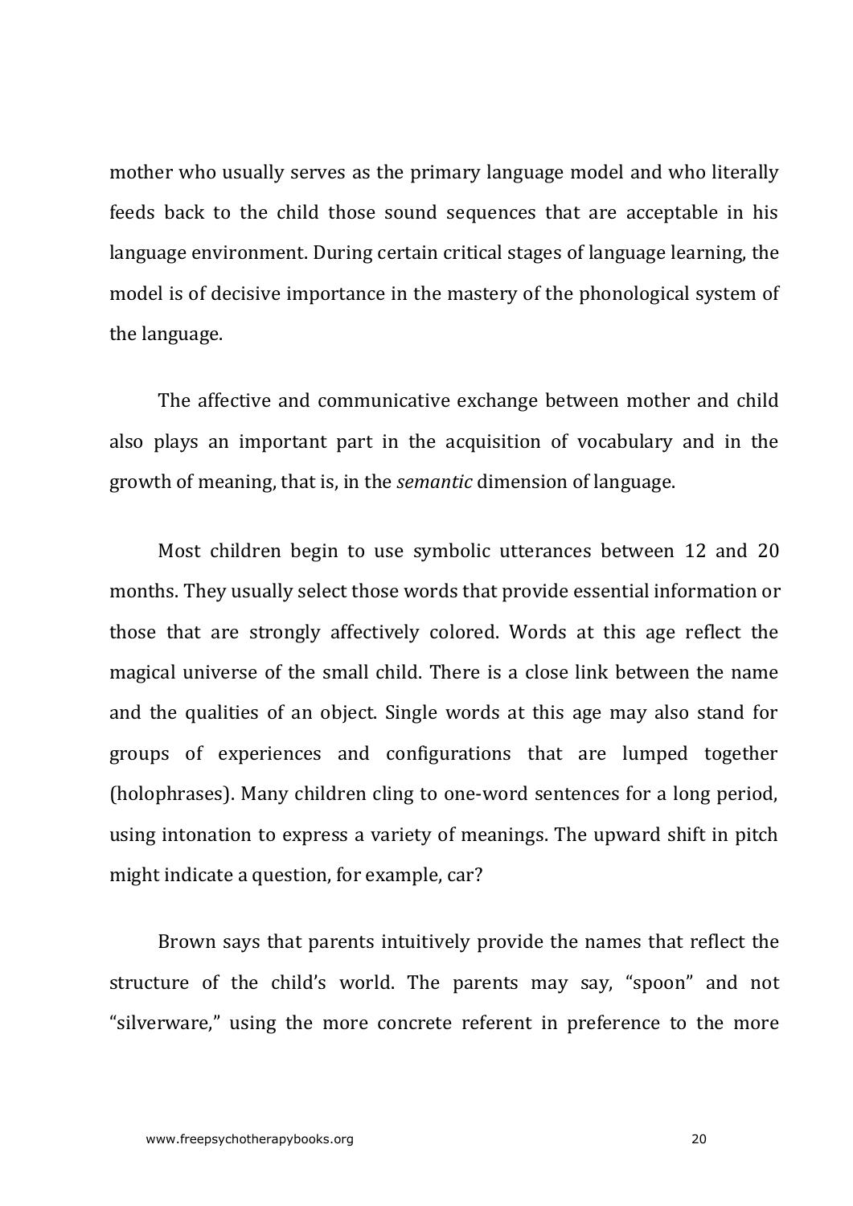mother who usually serves as the primary language model and who literally feeds back to the child those sound sequences that are acceptable in his language environment. During certain critical stages of language learning, the model is of decisive importance in the mastery of the phonological system of the language.

The affective and communicative exchange between mother and child also plays an important part in the acquisition of vocabulary and in the growth of meaning, that is, in the *semantic* dimension of language.

Most children begin to use symbolic utterances between 12 and 20 months. They usually select those words that provide essential information or those that are strongly affectively colored. Words at this age reflect the magical universe of the small child. There is a close link between the name and the qualities of an object. Single words at this age may also stand for groups of experiences and configurations that are lumped together (holophrases). Many children cling to one-word sentences for a long period, using intonation to express a variety of meanings. The upward shift in pitch might indicate a question, for example, car?

Brown says that parents intuitively provide the names that reflect the structure of the child's world. The parents may say, "spoon" and not "silverware," using the more concrete referent in preference to the more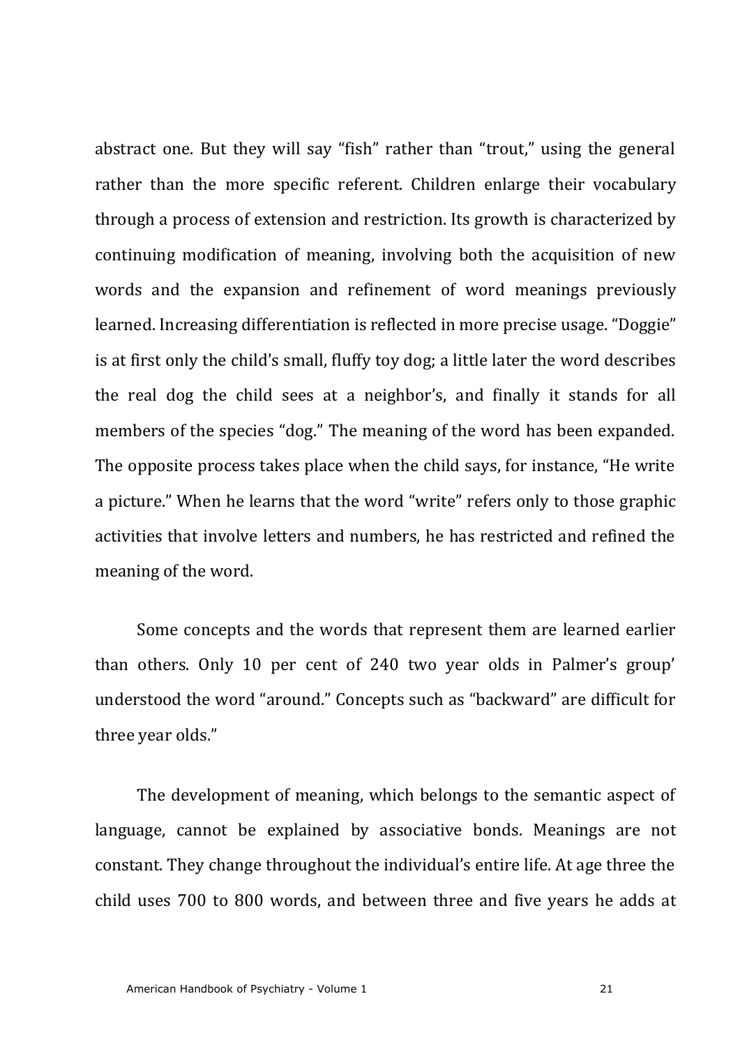abstract one. But they will say “fish” rather than “trout,” using the general rather than the more specific referent. Children enlarge their vocabulary through a process of extension and restriction. Its growth is characterized by continuing modification of meaning, involving both the acquisition of new words and the expansion and refinement of word meanings previously learned. Increasing differentiation is reflected in more precise usage. “Doggie” is at first only the child’s small, fluffy toy dog; a little later the word describes the real dog the child sees at a neighbor’s, and finally it stands for all members of the species “dog.” The meaning of the word has been expanded. The opposite process takes place when the child says, for instance, “He write a picture.” When he learns that the word “write” refers only to those graphic activities that involve letters and numbers, he has restricted and refined the meaning of the word.

Some concepts and the words that represent them are learned earlier than others. Only 10 per cent of 240 two year olds in Palmer’s group’ understood the word “around.” Concepts such as “backward” are difficult for three year olds.”

The development of meaning, which belongs to the semantic aspect of language, cannot be explained by associative bonds. Meanings are not constant. They change throughout the individual’s entire life. At age three the child uses 700 to 800 words, and between three and five years he adds at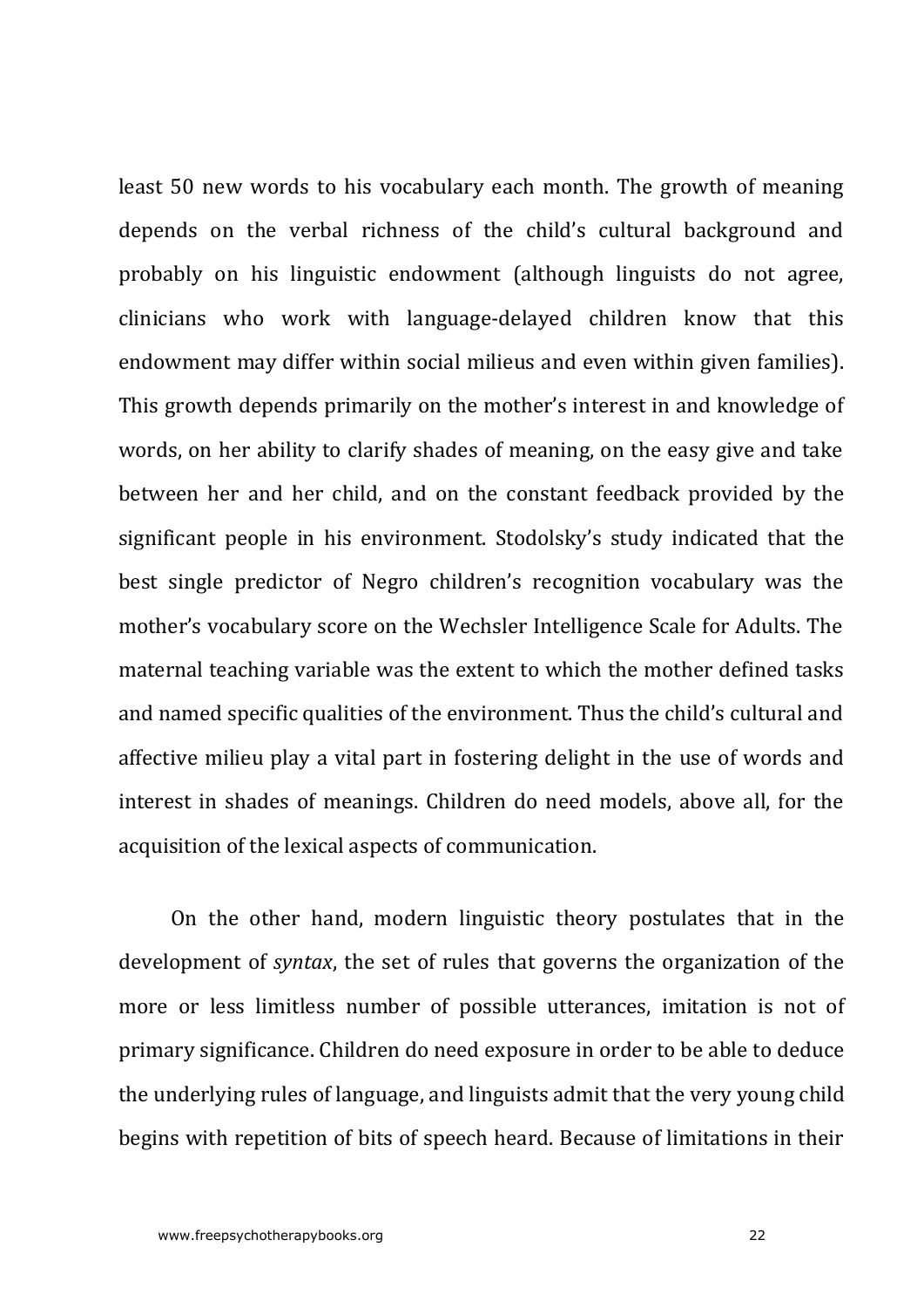least 50 new words to his vocabulary each month. The growth of meaning depends on the verbal richness of the child's cultural background and probably on his linguistic endowment (although linguists do not agree, clinicians who work with language-delayed children know that this endowment may differ within social milieus and even within given families). This growth depends primarily on the mother's interest in and knowledge of words, on her ability to clarify shades of meaning, on the easy give and take between her and her child, and on the constant feedback provided by the significant people in his environment. Stodolsky's study indicated that the best single predictor of Negro children's recognition vocabulary was the mother's vocabulary score on the Wechsler Intelligence Scale for Adults. The maternal teaching variable was the extent to which the mother defined tasks and named specific qualities of the environment. Thus the child's cultural and affective milieu play a vital part in fostering delight in the use of words and interest in shades of meanings. Children do need models, above all, for the acquisition of the lexical aspects of communication.

On the other hand, modern linguistic theory postulates that in the development of *syntax*, the set of rules that governs the organization of the more or less limitless number of possible utterances, imitation is not of primary significance. Children do need exposure in order to be able to deduce the underlying rules of language, and linguists admit that the very young child begins with repetition of bits of speech heard. Because of limitations in their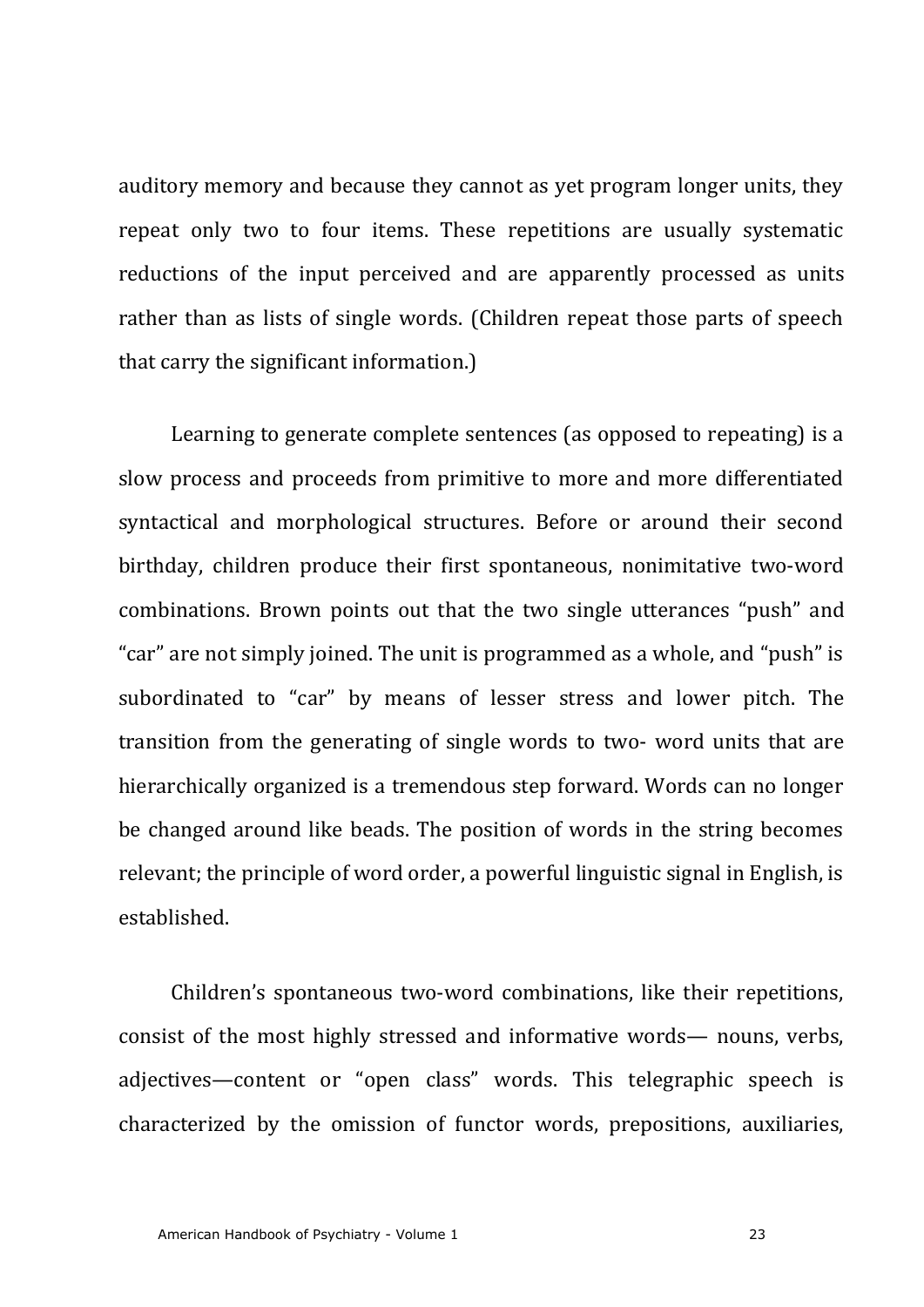auditory memory and because they cannot as yet program longer units, they repeat only two to four items. These repetitions are usually systematic reductions of the input perceived and are apparently processed as units rather than as lists of single words. (Children repeat those parts of speech that carry the significant information.)

Learning to generate complete sentences (as opposed to repeating) is a slow process and proceeds from primitive to more and more differentiated syntactical and morphological structures. Before or around their second birthday, children produce their first spontaneous, nonimitative two-word combinations. Brown points out that the two single utterances "push" and "car" are not simply joined. The unit is programmed as a whole, and "push" is subordinated to "car" by means of lesser stress and lower pitch. The transition from the generating of single words to two- word units that are hierarchically organized is a tremendous step forward. Words can no longer be changed around like beads. The position of words in the string becomes relevant; the principle of word order, a powerful linguistic signal in English, is established.

Children's spontaneous two-word combinations, like their repetitions, consist of the most highly stressed and informative words— nouns, verbs, adjectives—content or "open class" words. This telegraphic speech is characterized by the omission of functor words, prepositions, auxiliaries,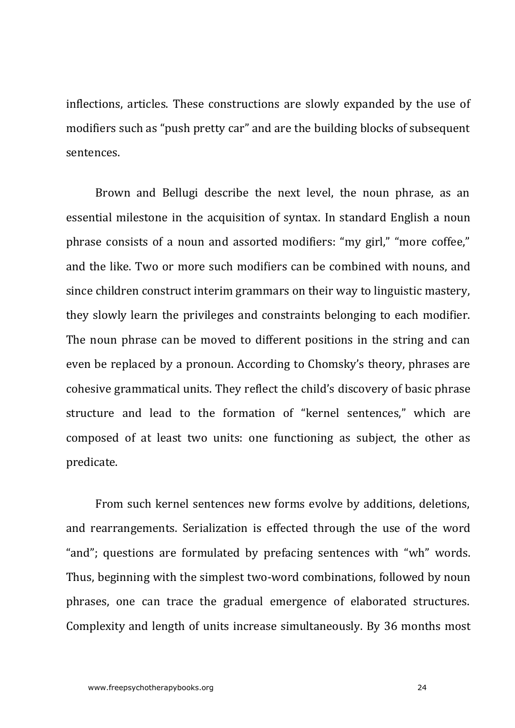inflections, articles. These constructions are slowly expanded by the use of modifiers such as “push pretty car” and are the building blocks of subsequent sentences.

Brown and Bellugi describe the next level, the noun phrase, as an essential milestone in the acquisition of syntax. In standard English a noun phrase consists of a noun and assorted modifiers: “my girl,” “more coffee,” and the like. Two or more such modifiers can be combined with nouns, and since children construct interim grammars on their way to linguistic mastery, they slowly learn the privileges and constraints belonging to each modifier. The noun phrase can be moved to different positions in the string and can even be replaced by a pronoun. According to Chomsky’s theory, phrases are cohesive grammatical units. They reflect the child’s discovery of basic phrase structure and lead to the formation of “kernel sentences,” which are composed of at least two units: one functioning as subject, the other as predicate.

From such kernel sentences new forms evolve by additions, deletions, and rearrangements. Serialization is effected through the use of the word “and”; questions are formulated by prefacing sentences with “wh” words. Thus, beginning with the simplest two-word combinations, followed by noun phrases, one can trace the gradual emergence of elaborated structures. Complexity and length of units increase simultaneously. By 36 months most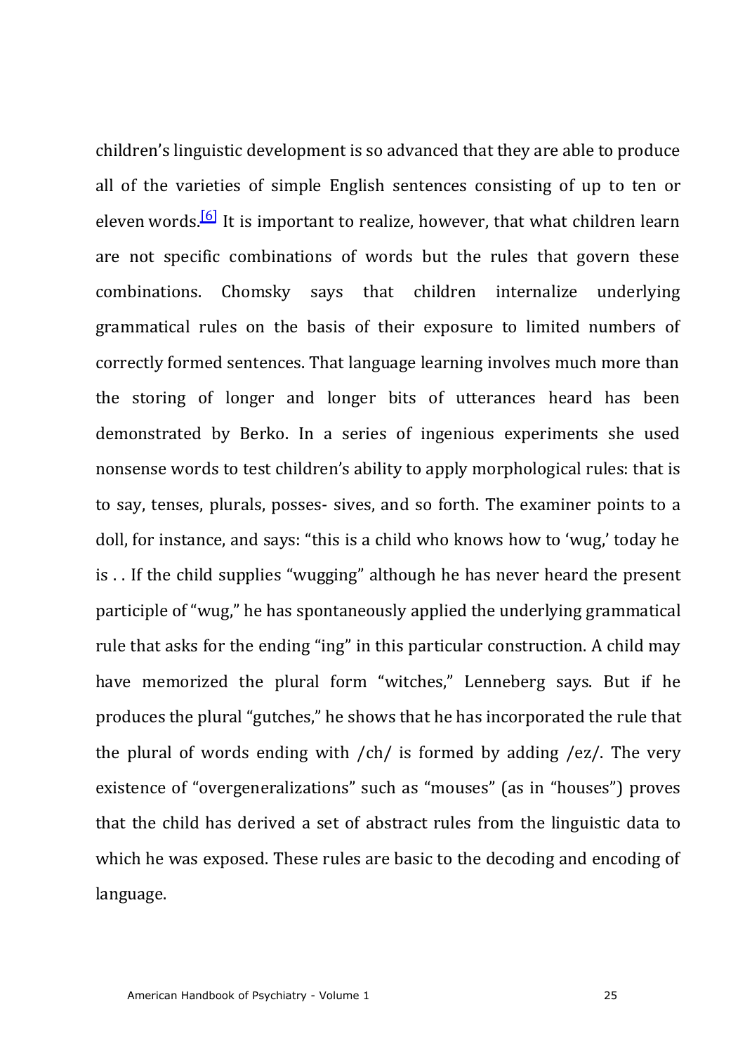children's linguistic development is so advanced that they are able to produce all of the varieties of simple English sentences consisting of up to ten or eleven words.[6] It is important to realize, however, that what children learn are not specific combinations of words but the rules that govern these combinations. Chomsky says that children internalize underlying grammatical rules on the basis of their exposure to limited numbers of correctly formed sentences. That language learning involves much more than the storing of longer and longer bits of utterances heard has been demonstrated by Berko. In a series of ingenious experiments she used nonsense words to test children's ability to apply morphological rules: that is to say, tenses, plurals, posses- sives, and so forth. The examiner points to a doll, for instance, and says: "this is a child who knows how to 'wug,' today he is . . If the child supplies "wugging" although he has never heard the present participle of "wug," he has spontaneously applied the underlying grammatical rule that asks for the ending "ing" in this particular construction. A child may have memorized the plural form "witches," Lenneberg says. But if he produces the plural "gutches," he shows that he has incorporated the rule that the plural of words ending with /ch/ is formed by adding /ez/. The very existence of "overgeneralizations" such as "mouses" (as in "houses") proves that the child has derived a set of abstract rules from the linguistic data to which he was exposed. These rules are basic to the decoding and encoding of language.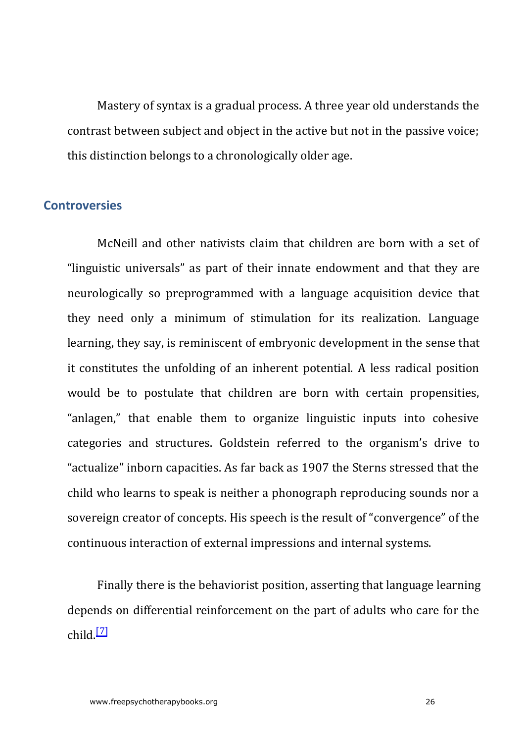Mastery of syntax is a gradual process. A three year old understands the contrast between subject and object in the active but not in the passive voice; this distinction belongs to a chronologically older age.

## Controversies

McNeill and other nativists claim that children are born with a set of "linguistic universals" as part of their innate endowment and that they are neurologically so preprogrammed with a language acquisition device that they need only a minimum of stimulation for its realization. Language learning, they say, is reminiscent of embryonic development in the sense that it constitutes the unfolding of an inherent potential. A less radical position would be to postulate that children are born with certain propensities, "anlagen," that enable them to organize linguistic inputs into cohesive categories and structures. Goldstein referred to the organism's drive to "actualize" inborn capacities. As far back as 1907 the Sterns stressed that the child who learns to speak is neither a phonograph reproducing sounds nor a sovereign creator of concepts. His speech is the result of "convergence" of the continuous interaction of external impressions and internal systems.

Finally there is the behaviorist position, asserting that language learning depends on differential reinforcement on the part of adults who care for the child.[7]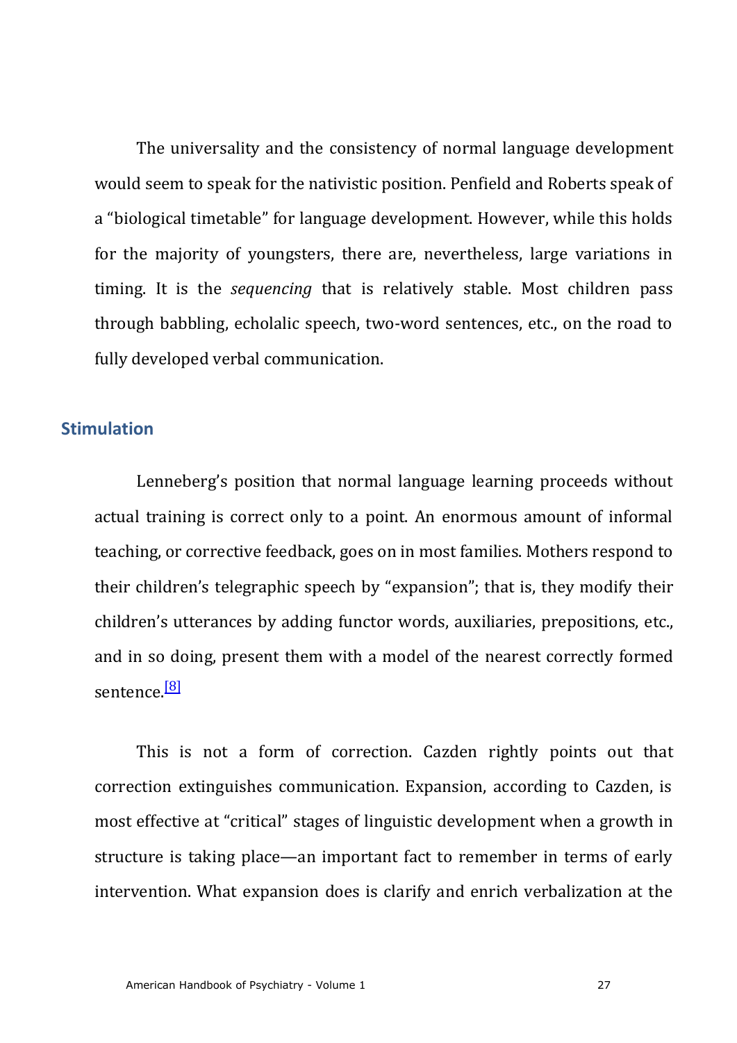The universality and the consistency of normal language development would seem to speak for the nativistic position. Penfield and Roberts speak of a “biological timetable” for language development. However, while this holds for the majority of youngsters, there are, nevertheless, large variations in timing. It is the *sequencing* that is relatively stable. Most children pass through babbling, echolalic speech, two-word sentences, etc., on the road to fully developed verbal communication.

## Stimulation

Lenneberg’s position that normal language learning proceeds without actual training is correct only to a point. An enormous amount of informal teaching, or corrective feedback, goes on in most families. Mothers respond to their children’s telegraphic speech by “expansion”; that is, they modify their children’s utterances by adding functor words, auxiliaries, prepositions, etc., and in so doing, present them with a model of the nearest correctly formed sentence.[8]

This is not a form of correction. Cazden rightly points out that correction extinguishes communication. Expansion, according to Cazden, is most effective at “critical” stages of linguistic development when a growth in structure is taking place—an important fact to remember in terms of early intervention. What expansion does is clarify and enrich verbalization at the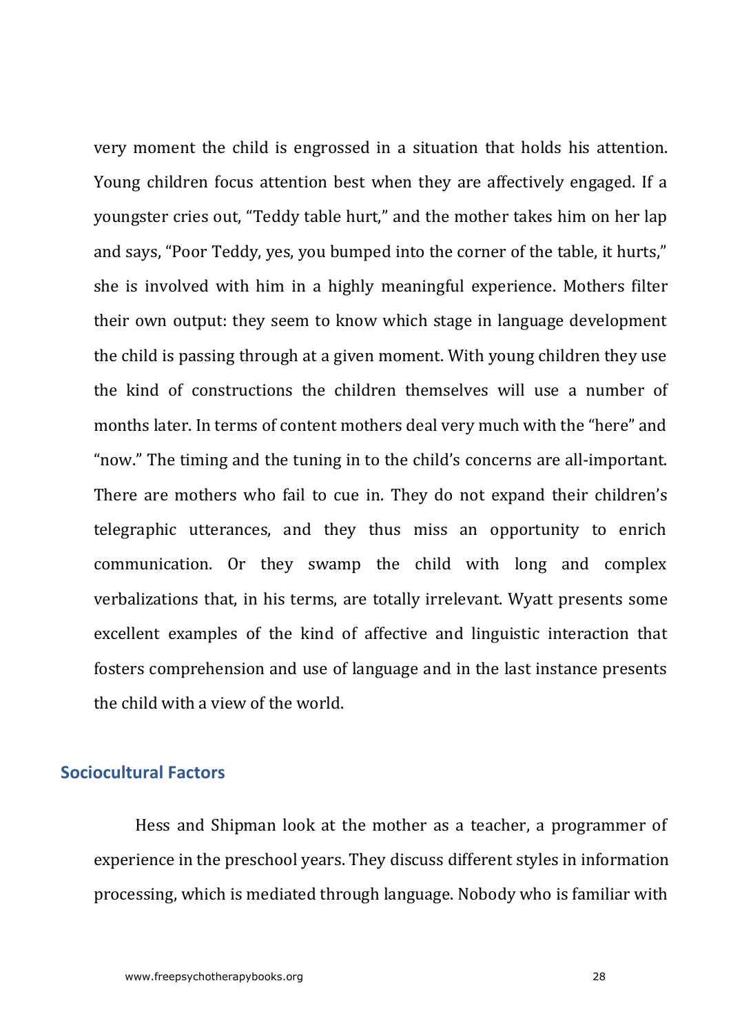very moment the child is engrossed in a situation that holds his attention. Young children focus attention best when they are affectively engaged. If a youngster cries out, “Teddy table hurt,” and the mother takes him on her lap and says, “Poor Teddy, yes, you bumped into the corner of the table, it hurts,” she is involved with him in a highly meaningful experience. Mothers filter their own output: they seem to know which stage in language development the child is passing through at a given moment. With young children they use the kind of constructions the children themselves will use a number of months later. In terms of content mothers deal very much with the “here” and “now.” The timing and the tuning in to the child’s concerns are all-important. There are mothers who fail to cue in. They do not expand their children’s telegraphic utterances, and they thus miss an opportunity to enrich communication. Or they swamp the child with long and complex verbalizations that, in his terms, are totally irrelevant. Wyatt presents some excellent examples of the kind of affective and linguistic interaction that fosters comprehension and use of language and in the last instance presents the child with a view of the world.

## Sociocultural Factors

Hess and Shipman look at the mother as a teacher, a programmer of experience in the preschool years. They discuss different styles in information processing, which is mediated through language. Nobody who is familiar with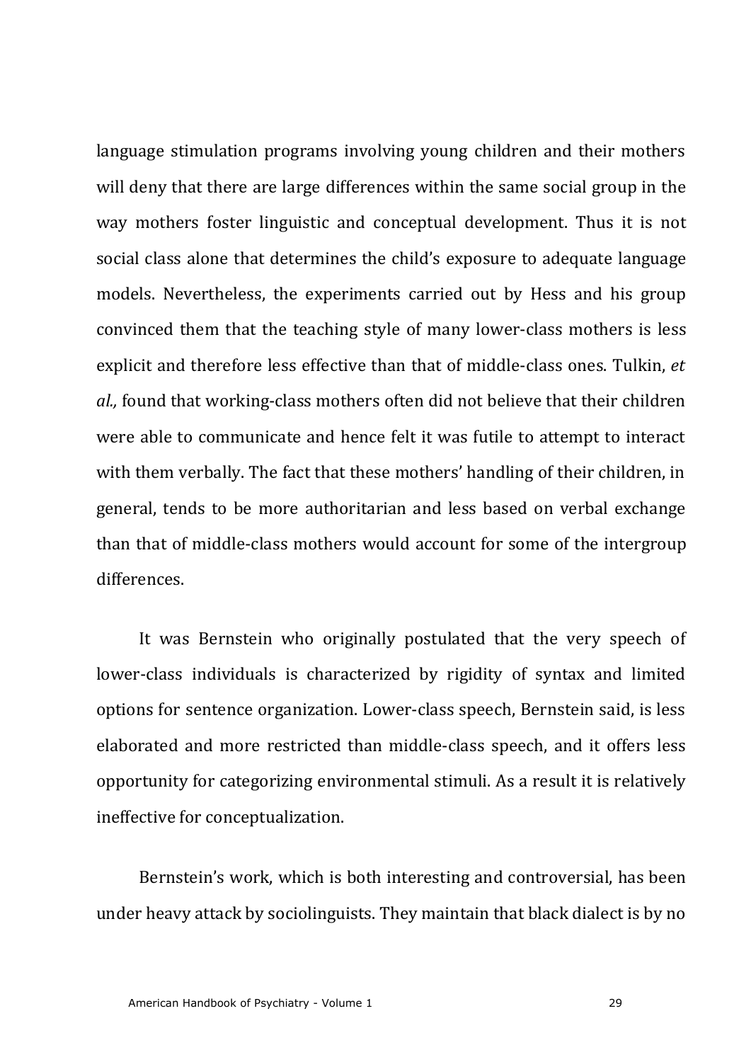language stimulation programs involving young children and their mothers will deny that there are large differences within the same social group in the way mothers foster linguistic and conceptual development. Thus it is not social class alone that determines the child's exposure to adequate language models. Nevertheless, the experiments carried out by Hess and his group convinced them that the teaching style of many lower-class mothers is less explicit and therefore less effective than that of middle-class ones. Tulkin, *et al.,* found that working-class mothers often did not believe that their children were able to communicate and hence felt it was futile to attempt to interact with them verbally. The fact that these mothers' handling of their children, in general, tends to be more authoritarian and less based on verbal exchange than that of middle-class mothers would account for some of the intergroup differences.

It was Bernstein who originally postulated that the very speech of lower-class individuals is characterized by rigidity of syntax and limited options for sentence organization. Lower-class speech, Bernstein said, is less elaborated and more restricted than middle-class speech, and it offers less opportunity for categorizing environmental stimuli. As a result it is relatively ineffective for conceptualization.

Bernstein's work, which is both interesting and controversial, has been under heavy attack by sociolinguists. They maintain that black dialect is by no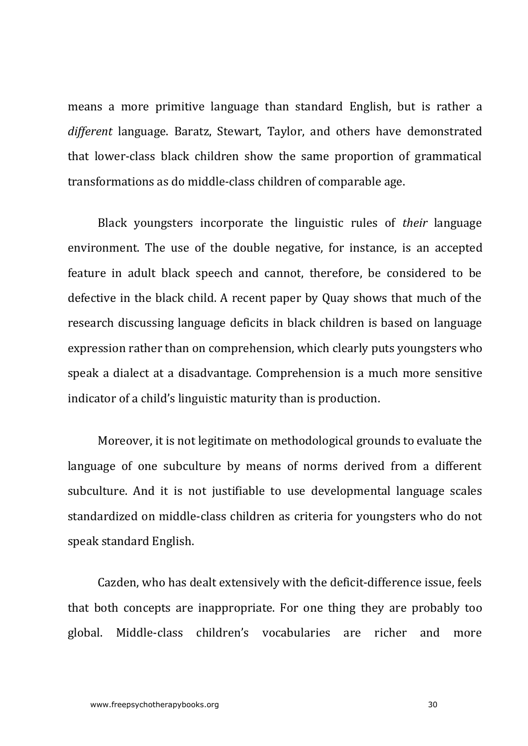means a more primitive language than standard English, but is rather a *different* language. Baratz, Stewart, Taylor, and others have demonstrated that lower-class black children show the same proportion of grammatical transformations as do middle-class children of comparable age.

Black youngsters incorporate the linguistic rules of *their* language environment. The use of the double negative, for instance, is an accepted feature in adult black speech and cannot, therefore, be considered to be defective in the black child. A recent paper by Quay shows that much of the research discussing language deficits in black children is based on language expression rather than on comprehension, which clearly puts youngsters who speak a dialect at a disadvantage. Comprehension is a much more sensitive indicator of a child's linguistic maturity than is production.

Moreover, it is not legitimate on methodological grounds to evaluate the language of one subculture by means of norms derived from a different subculture. And it is not justifiable to use developmental language scales standardized on middle-class children as criteria for youngsters who do not speak standard English.

Cazden, who has dealt extensively with the deficit-difference issue, feels that both concepts are inappropriate. For one thing they are probably too global. Middle-class children's vocabularies are richer and more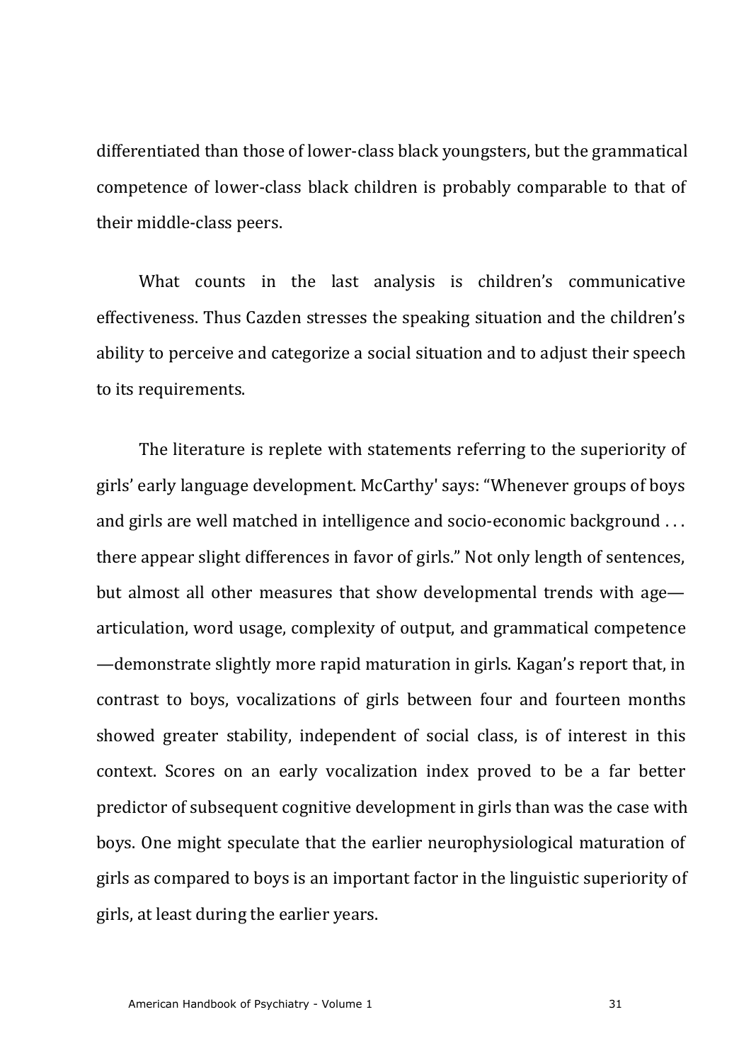differentiated than those of lower-class black youngsters, but the grammatical competence of lower-class black children is probably comparable to that of their middle-class peers.

What counts in the last analysis is children's communicative effectiveness. Thus Cazden stresses the speaking situation and the children's ability to perceive and categorize a social situation and to adjust their speech to its requirements.

The literature is replete with statements referring to the superiority of girls' early language development. McCarthy' says: "Whenever groups of boys and girls are well matched in intelligence and socio-economic background . . . there appear slight differences in favor of girls." Not only length of sentences, but almost all other measures that show developmental trends with age—articulation, word usage, complexity of output, and grammatical competence—demonstrate slightly more rapid maturation in girls. Kagan's report that, in contrast to boys, vocalizations of girls between four and fourteen months showed greater stability, independent of social class, is of interest in this context. Scores on an early vocalization index proved to be a far better predictor of subsequent cognitive development in girls than was the case with boys. One might speculate that the earlier neurophysiological maturation of girls as compared to boys is an important factor in the linguistic superiority of girls, at least during the earlier years.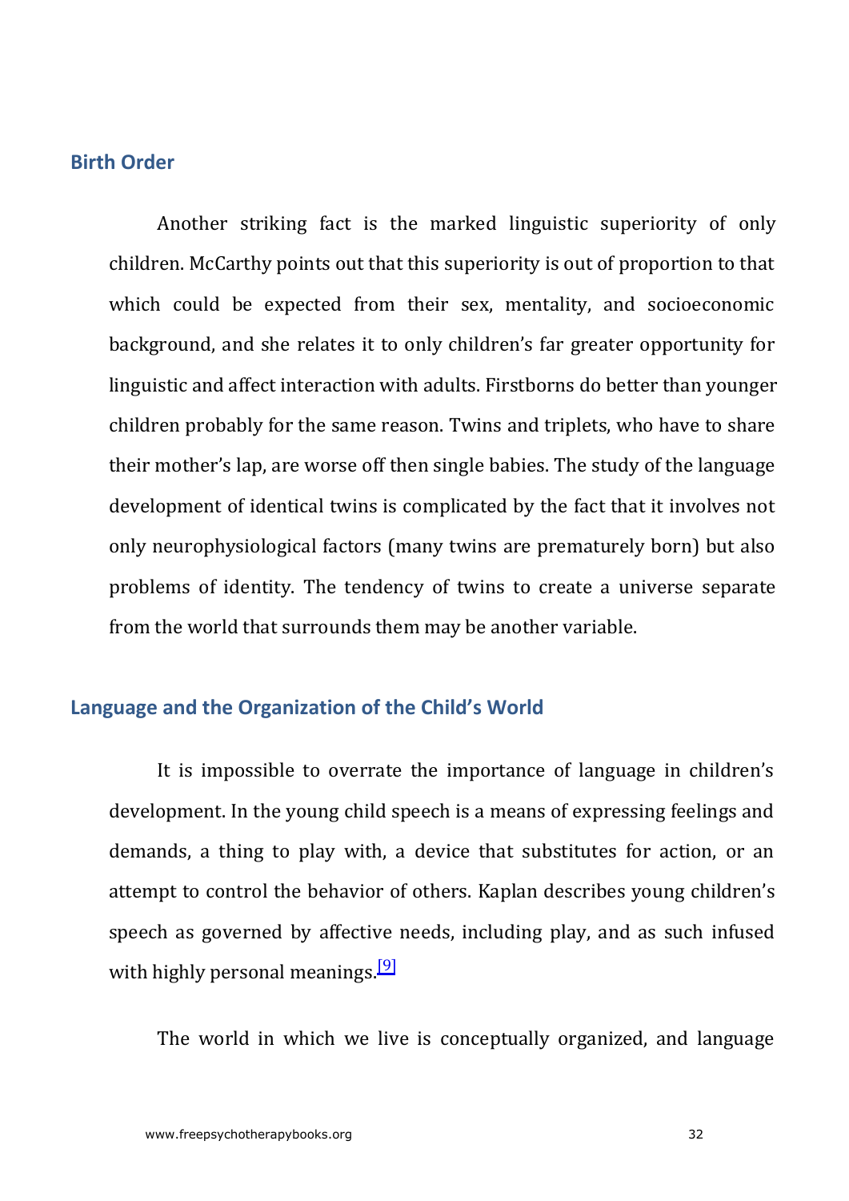## Birth Order

Another striking fact is the marked linguistic superiority of only children. McCarthy points out that this superiority is out of proportion to that which could be expected from their sex, mentality, and socioeconomic background, and she relates it to only children's far greater opportunity for linguistic and affect interaction with adults. Firstborns do better than younger children probably for the same reason. Twins and triplets, who have to share their mother's lap, are worse off then single babies. The study of the language development of identical twins is complicated by the fact that it involves not only neurophysiological factors (many twins are prematurely born) but also problems of identity. The tendency of twins to create a universe separate from the world that surrounds them may be another variable.

## Language and the Organization of the Child's World

It is impossible to overrate the importance of language in children's development. In the young child speech is a means of expressing feelings and demands, a thing to play with, a device that substitutes for action, or an attempt to control the behavior of others. Kaplan describes young children's speech as governed by affective needs, including play, and as such infused with highly personal meanings.[9]

The world in which we live is conceptually organized, and language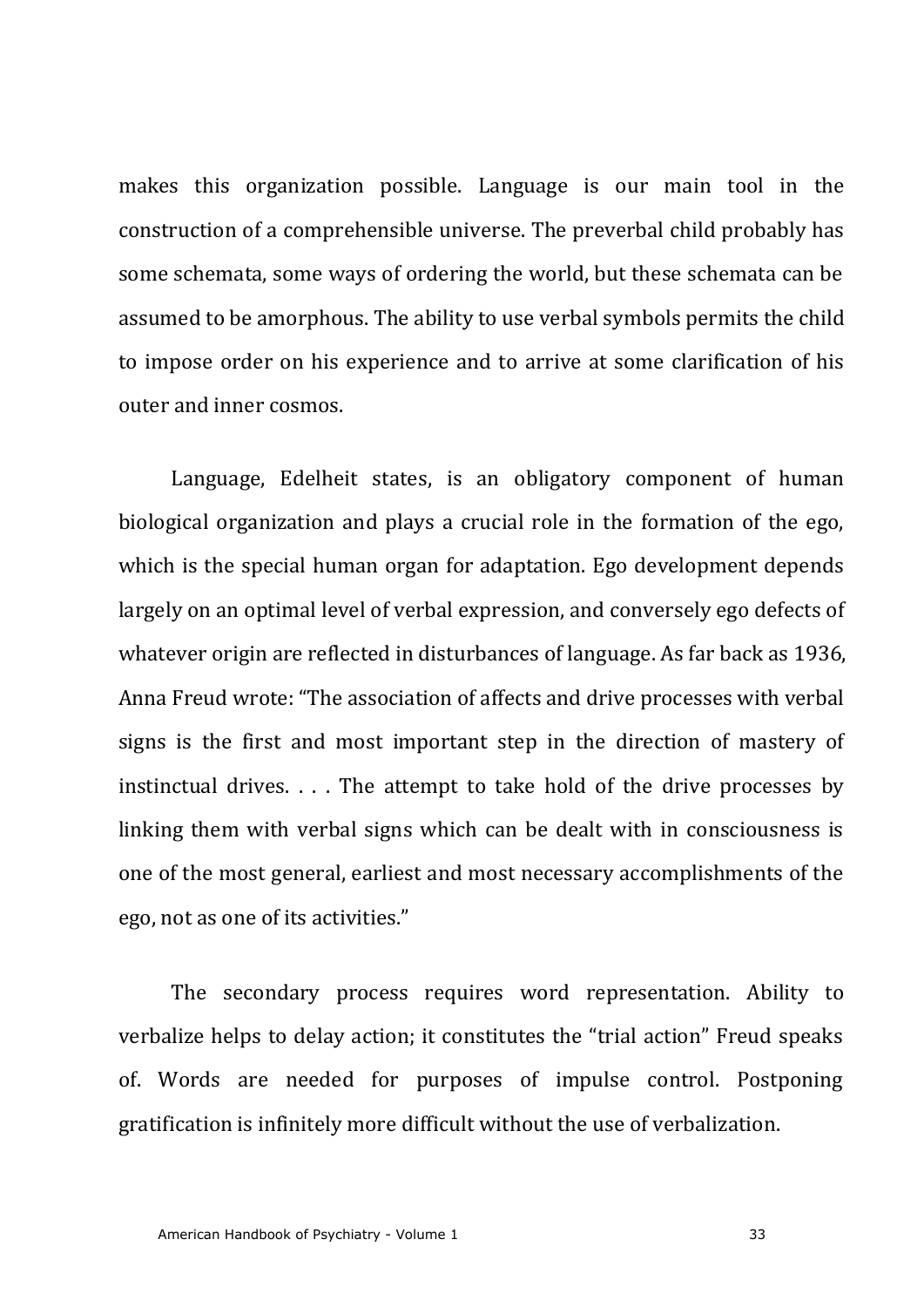makes this organization possible. Language is our main tool in the construction of a comprehensible universe. The preverbal child probably has some schemata, some ways of ordering the world, but these schemata can be assumed to be amorphous. The ability to use verbal symbols permits the child to impose order on his experience and to arrive at some clarification of his outer and inner cosmos.

Language, Edelheit states, is an obligatory component of human biological organization and plays a crucial role in the formation of the ego, which is the special human organ for adaptation. Ego development depends largely on an optimal level of verbal expression, and conversely ego defects of whatever origin are reflected in disturbances of language. As far back as 1936, Anna Freud wrote: "The association of affects and drive processes with verbal signs is the first and most important step in the direction of mastery of instinctual drives. . . . The attempt to take hold of the drive processes by linking them with verbal signs which can be dealt with in consciousness is one of the most general, earliest and most necessary accomplishments of the ego, not as one of its activities."

The secondary process requires word representation. Ability to verbalize helps to delay action; it constitutes the "trial action" Freud speaks of. Words are needed for purposes of impulse control. Postponing gratification is infinitely more difficult without the use of verbalization.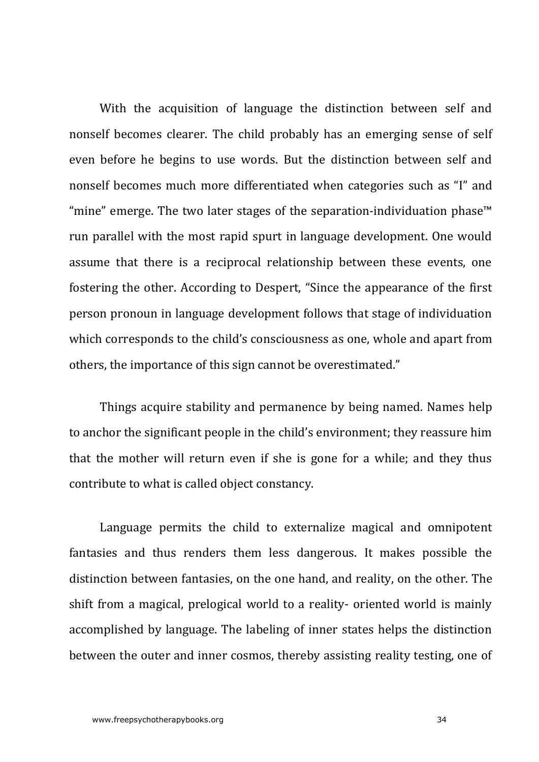With the acquisition of language the distinction between self and nonself becomes clearer. The child probably has an emerging sense of self even before he begins to use words. But the distinction between self and nonself becomes much more differentiated when categories such as "I" and "mine" emerge. The two later stages of the separation-individuation phase™ run parallel with the most rapid spurt in language development. One would assume that there is a reciprocal relationship between these events, one fostering the other. According to Despert, "Since the appearance of the first person pronoun in language development follows that stage of individuation which corresponds to the child's consciousness as one, whole and apart from others, the importance of this sign cannot be overestimated."

Things acquire stability and permanence by being named. Names help to anchor the significant people in the child's environment; they reassure him that the mother will return even if she is gone for a while; and they thus contribute to what is called object constancy.

Language permits the child to externalize magical and omnipotent fantasies and thus renders them less dangerous. It makes possible the distinction between fantasies, on the one hand, and reality, on the other. The shift from a magical, prelogical world to a reality- oriented world is mainly accomplished by language. The labeling of inner states helps the distinction between the outer and inner cosmos, thereby assisting reality testing, one of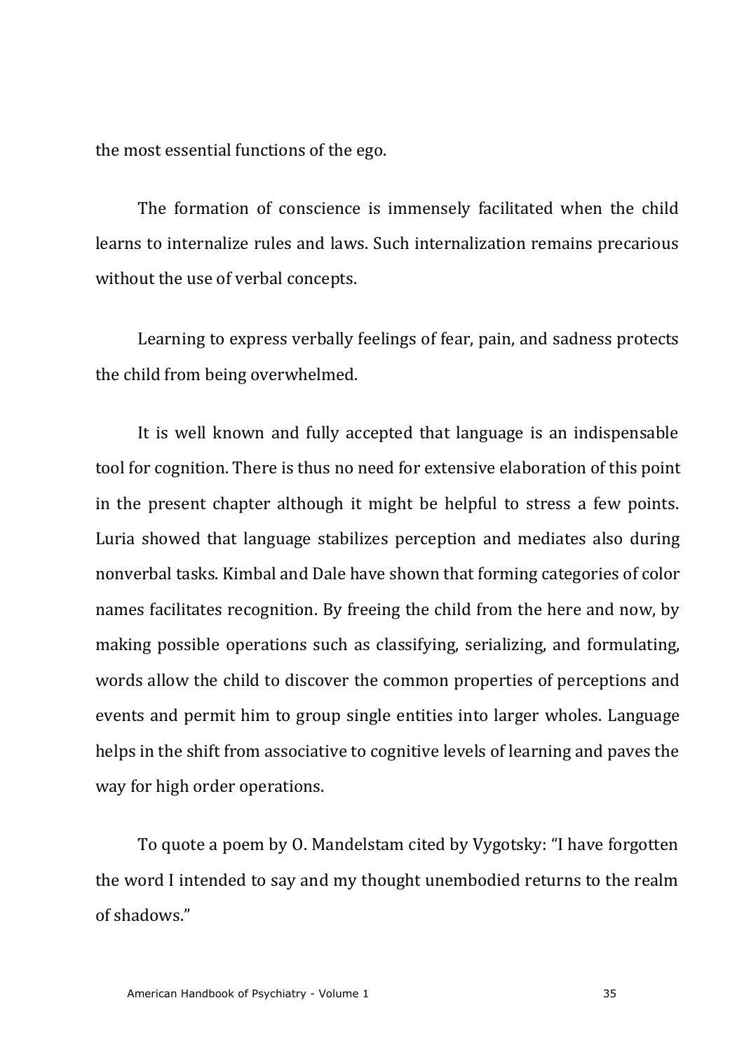the most essential functions of the ego.

The formation of conscience is immensely facilitated when the child learns to internalize rules and laws. Such internalization remains precarious without the use of verbal concepts.

Learning to express verbally feelings of fear, pain, and sadness protects the child from being overwhelmed.

It is well known and fully accepted that language is an indispensable tool for cognition. There is thus no need for extensive elaboration of this point in the present chapter although it might be helpful to stress a few points. Luria showed that language stabilizes perception and mediates also during nonverbal tasks. Kimbal and Dale have shown that forming categories of color names facilitates recognition. By freeing the child from the here and now, by making possible operations such as classifying, serializing, and formulating, words allow the child to discover the common properties of perceptions and events and permit him to group single entities into larger wholes. Language helps in the shift from associative to cognitive levels of learning and paves the way for high order operations.

To quote a poem by O. Mandelstam cited by Vygotsky: "I have forgotten the word I intended to say and my thought unembodied returns to the realm of shadows."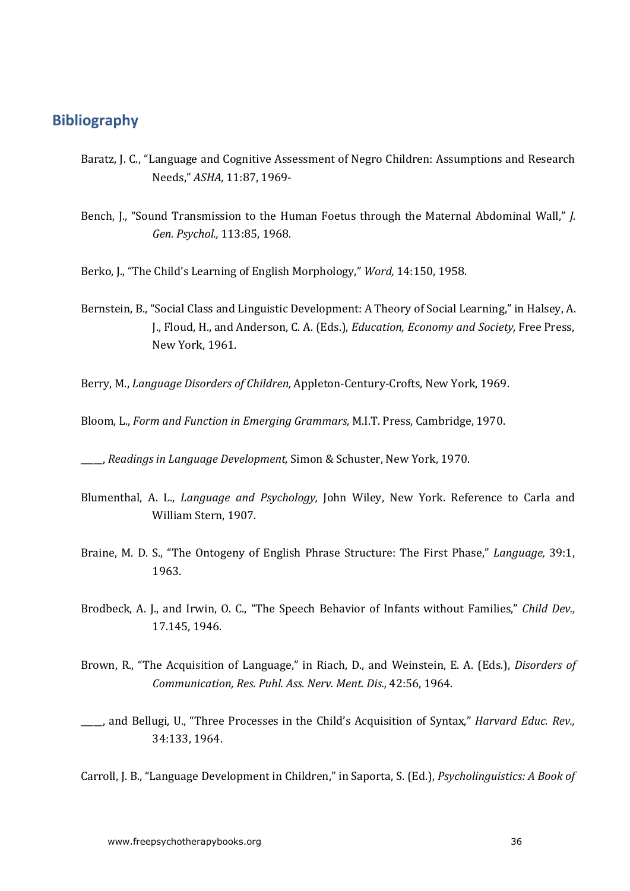## Bibliography

Baratz, J. C., “Language and Cognitive Assessment of Negro Children: Assumptions and Research Needs,” *ASHA,* 11:87, 1969-

Bench, J., “Sound Transmission to the Human Foetus through the Maternal Abdominal Wall,” *J. Gen. Psychol.,* 113:85, 1968.

Berko, J., “The Child’s Learning of English Morphology,” *Word,* 14:150, 1958.

Bernstein, B., “Social Class and Linguistic Development: A Theory of Social Learning,” in Halsey, A. J., Floud, H., and Anderson, C. A. (Eds.), *Education, Economy and Society,* Free Press, New York, 1961.

Berry, M., *Language Disorders of Children,* Appleton-Century-Crofts, New York, 1969.

Bloom, L., *Form and Function in Emerging Grammars,* M.I.T. Press, Cambridge, 1970.

_____, *Readings in Language Development,* Simon & Schuster, New York, 1970.

Blumenthal, A. L., *Language and Psychology,* John Wiley, New York. Reference to Carla and William Stern, 1907.

Braine, M. D. S., “The Ontogeny of English Phrase Structure: The First Phase,” *Language,* 39:1, 1963.

Brodbeck, A. J., and Irwin, O. C., “The Speech Behavior of Infants without Families,” *Child Dev.,* 17.145, 1946.

Brown, R., “The Acquisition of Language,” in Riach, D., and Weinstein, E. A. (Eds.), *Disorders of Communication, Res. Puhl. Ass. Nerv. Ment. Dis.,* 42:56, 1964.

_____, and Bellugi, U., “Three Processes in the Child’s Acquisition of Syntax,” *Harvard Educ. Rev.,* 34:133, 1964.

Carroll, J. B., “Language Development in Children,” in Saporta, S. (Ed.), *Psycholinguistics: A Book of*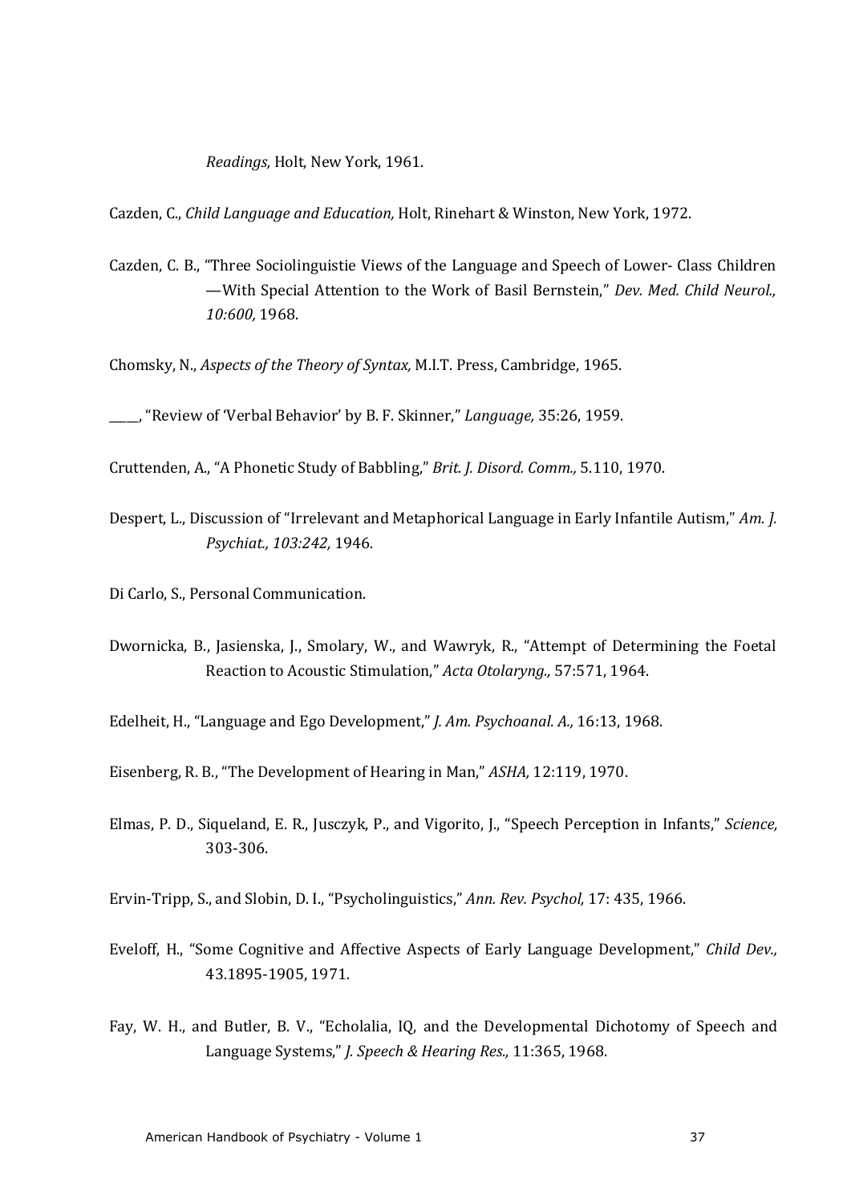*Readings,* Holt, New York, 1961.

Cazden, C., *Child Language and Education,* Holt, Rinehart & Winston, New York, 1972.

Cazden, C. B., "Three Sociolinguistie Views of the Language and Speech of Lower- Class Children —With Special Attention to the Work of Basil Bernstein," *Dev. Med. Child Neurol., 10:600,* 1968.

Chomsky, N., *Aspects of the Theory of Syntax,* M.I.T. Press, Cambridge, 1965.

_____, "Review of 'Verbal Behavior' by B. F. Skinner," *Language,* 35:26, 1959.

Cruttenden, A., "A Phonetic Study of Babbling," *Brit. J. Disord. Comm.,* 5.110, 1970.

Despert, L., Discussion of "Irrelevant and Metaphorical Language in Early Infantile Autism," *Am. J. Psychiat., 103:242,* 1946.

Di Carlo, S., Personal Communication.

Dwornicka, B., Jasienska, J., Smolary, W., and Wawryk, R., "Attempt of Determining the Foetal Reaction to Acoustic Stimulation," *Acta Otolaryng.,* 57:571, 1964.

Edelheit, H., "Language and Ego Development," *J. Am. Psychoanal. A.,* 16:13, 1968.

Eisenberg, R. B., "The Development of Hearing in Man," *ASHA,* 12:119, 1970.

Elmas, P. D., Siqueland, E. R., Jusczyk, P., and Vigorito, J., "Speech Perception in Infants," *Science,* 303-306.

Ervin-Tripp, S., and Slobin, D. I., "Psycholinguistics," *Ann. Rev. Psychol,* 17: 435, 1966.

Eveloff, H., "Some Cognitive and Affective Aspects of Early Language Development," *Child Dev.,* 43.1895-1905, 1971.

Fay, W. H., and Butler, B. V., "Echolalia, IQ, and the Developmental Dichotomy of Speech and Language Systems," *J. Speech & Hearing Res.,* 11:365, 1968.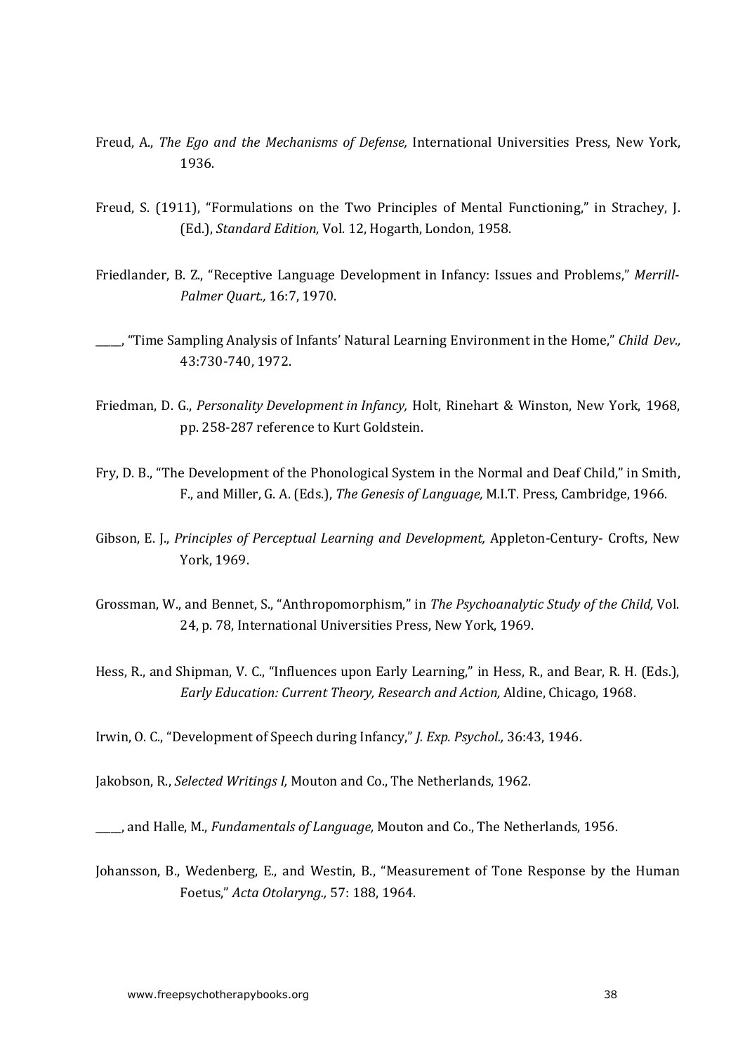Freud, A., *The Ego and the Mechanisms of Defense,* International Universities Press, New York, 1936.

Freud, S. (1911), "Formulations on the Two Principles of Mental Functioning," in Strachey, J. (Ed.), *Standard Edition,* Vol. 12, Hogarth, London, 1958.

Friedlander, B. Z., "Receptive Language Development in Infancy: Issues and Problems," *Merrill-Palmer Quart.,* 16:7, 1970.

_____, "Time Sampling Analysis of Infants' Natural Learning Environment in the Home," *Child Dev.,* 43:730-740, 1972.

Friedman, D. G., *Personality Development in Infancy,* Holt, Rinehart & Winston, New York, 1968, pp. 258-287 reference to Kurt Goldstein.

Fry, D. B., "The Development of the Phonological System in the Normal and Deaf Child," in Smith, F., and Miller, G. A. (Eds.), *The Genesis of Language,* M.I.T. Press, Cambridge, 1966.

Gibson, E. J., *Principles of Perceptual Learning and Development,* Appleton-Century- Crofts, New York, 1969.

Grossman, W., and Bennet, S., "Anthropomorphism," in *The Psychoanalytic Study of the Child,* Vol. 24, p. 78, International Universities Press, New York, 1969.

Hess, R., and Shipman, V. C., "Influences upon Early Learning," in Hess, R., and Bear, R. H. (Eds.), *Early Education: Current Theory, Research and Action,* Aldine, Chicago, 1968.

Irwin, O. C., "Development of Speech during Infancy," *J. Exp. Psychol.,* 36:43, 1946.

Jakobson, R., *Selected Writings I,* Mouton and Co., The Netherlands, 1962.

_____, and Halle, M., *Fundamentals of Language,* Mouton and Co., The Netherlands, 1956.

Johansson, B., Wedenberg, E., and Westin, B., "Measurement of Tone Response by the Human Foetus," *Acta Otolaryng.,* 57: 188, 1964.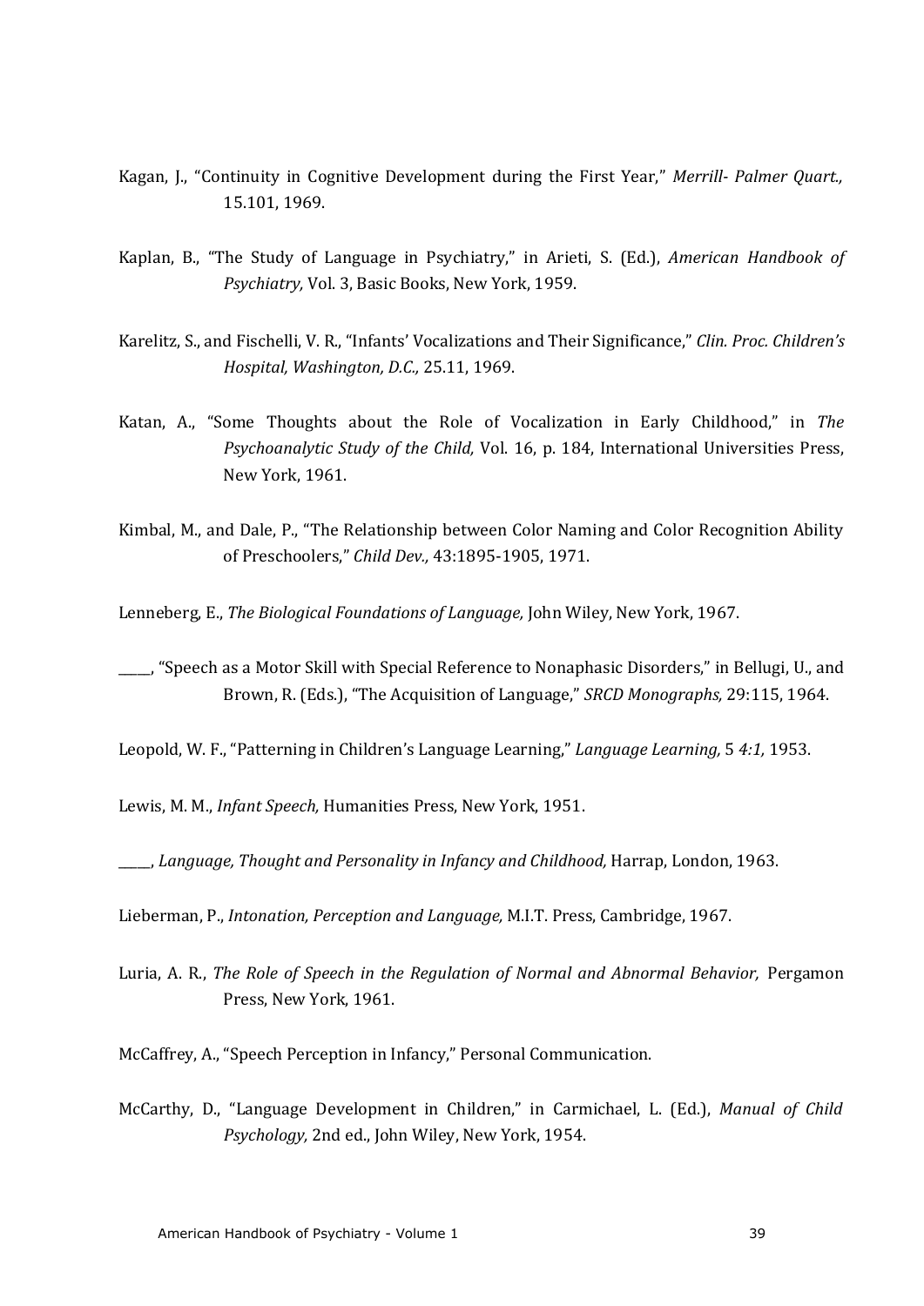Kagan, J., “Continuity in Cognitive Development during the First Year,” *Merrill- Palmer Quart.,* 15.101, 1969.

Kaplan, B., “The Study of Language in Psychiatry,” in Arieti, S. (Ed.), *American Handbook of Psychiatry,* Vol. 3, Basic Books, New York, 1959.

Karelitz, S., and Fischelli, V. R., “Infants’ Vocalizations and Their Significance,” *Clin. Proc. Children’s Hospital, Washington, D.C.,* 25.11, 1969.

Katan, A., “Some Thoughts about the Role of Vocalization in Early Childhood,” in *The Psychoanalytic Study of the Child,* Vol. 16, p. 184, International Universities Press, New York, 1961.

Kimbal, M., and Dale, P., “The Relationship between Color Naming and Color Recognition Ability of Preschoolers,” *Child Dev.,* 43:1895-1905, 1971.

Lenneberg, E., *The Biological Foundations of Language,* John Wiley, New York, 1967.

_____, “Speech as a Motor Skill with Special Reference to Nonaphasic Disorders,” in Bellugi, U., and Brown, R. (Eds.), “The Acquisition of Language,” *SRCD Monographs,* 29:115, 1964.

Leopold, W. F., “Patterning in Children’s Language Learning,” *Language Learning,* 5 *4:1,* 1953.

Lewis, M. M., *Infant Speech,* Humanities Press, New York, 1951.

_____, *Language, Thought and Personality in Infancy and Childhood,* Harrap, London, 1963.

Lieberman, P., *Intonation, Perception and Language,* M.I.T. Press, Cambridge, 1967.

Luria, A. R., *The Role of Speech in the Regulation of Normal and Abnormal Behavior,* Pergamon Press, New York, 1961.

McCaffrey, A., “Speech Perception in Infancy,” Personal Communication.

McCarthy, D., “Language Development in Children,” in Carmichael, L. (Ed.), *Manual of Child Psychology,* 2nd ed., John Wiley, New York, 1954.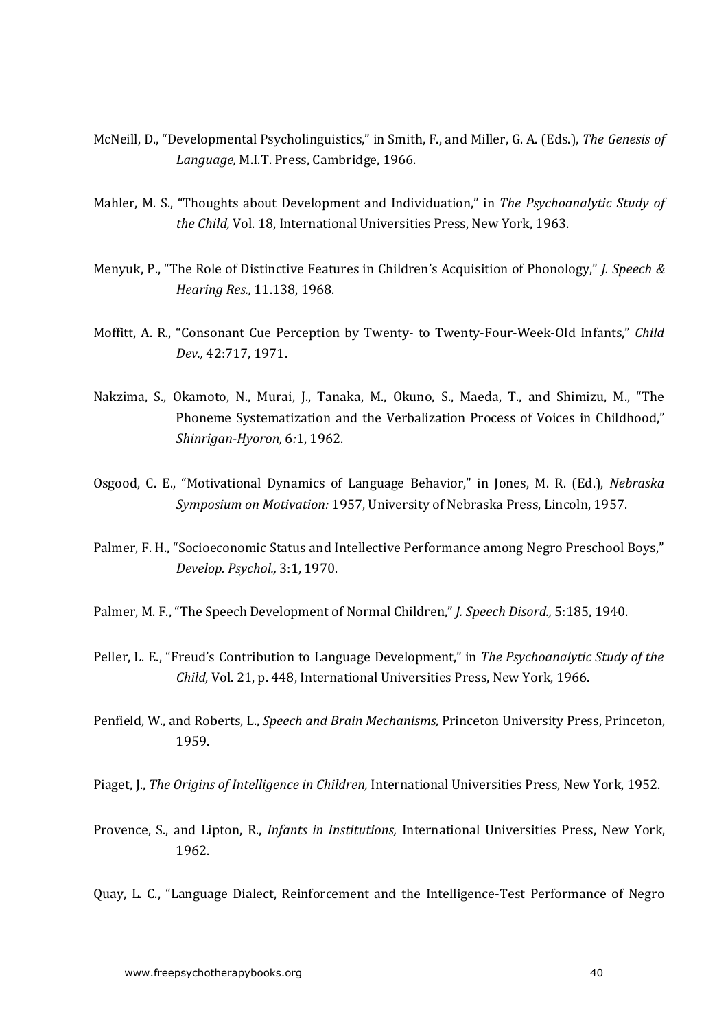McNeill, D., "Developmental Psycholinguistics," in Smith, F., and Miller, G. A. (Eds.), *The Genesis of Language,* M.I.T. Press, Cambridge, 1966.

Mahler, M. S., "Thoughts about Development and Individuation," in *The Psychoanalytic Study of the Child,* Vol. 18, International Universities Press, New York, 1963.

Menyuk, P., "The Role of Distinctive Features in Children's Acquisition of Phonology," *J. Speech & Hearing Res.,* 11.138, 1968.

Moffitt, A. R., "Consonant Cue Perception by Twenty- to Twenty-Four-Week-Old Infants," *Child Dev.,* 42:717, 1971.

Nakzima, S., Okamoto, N., Murai, J., Tanaka, M., Okuno, S., Maeda, T., and Shimizu, M., "The Phoneme Systematization and the Verbalization Process of Voices in Childhood," *Shinrigan-Hyoron,* 6:1, 1962.

Osgood, C. E., "Motivational Dynamics of Language Behavior," in Jones, M. R. (Ed.), *Nebraska Symposium on Motivation:* 1957, University of Nebraska Press, Lincoln, 1957.

Palmer, F. H., "Socioeconomic Status and Intellective Performance among Negro Preschool Boys," *Develop. Psychol.,* 3:1, 1970.

Palmer, M. F., "The Speech Development of Normal Children," *J. Speech Disord.,* 5:185, 1940.

Peller, L. E., "Freud's Contribution to Language Development," in *The Psychoanalytic Study of the Child,* Vol. 21, p. 448, International Universities Press, New York, 1966.

Penfield, W., and Roberts, L., *Speech and Brain Mechanisms,* Princeton University Press, Princeton, 1959.

Piaget, J., *The Origins of Intelligence in Children,* International Universities Press, New York, 1952.

Provence, S., and Lipton, R., *Infants in Institutions,* International Universities Press, New York, 1962.

Quay, L. C., "Language Dialect, Reinforcement and the Intelligence-Test Performance of Negro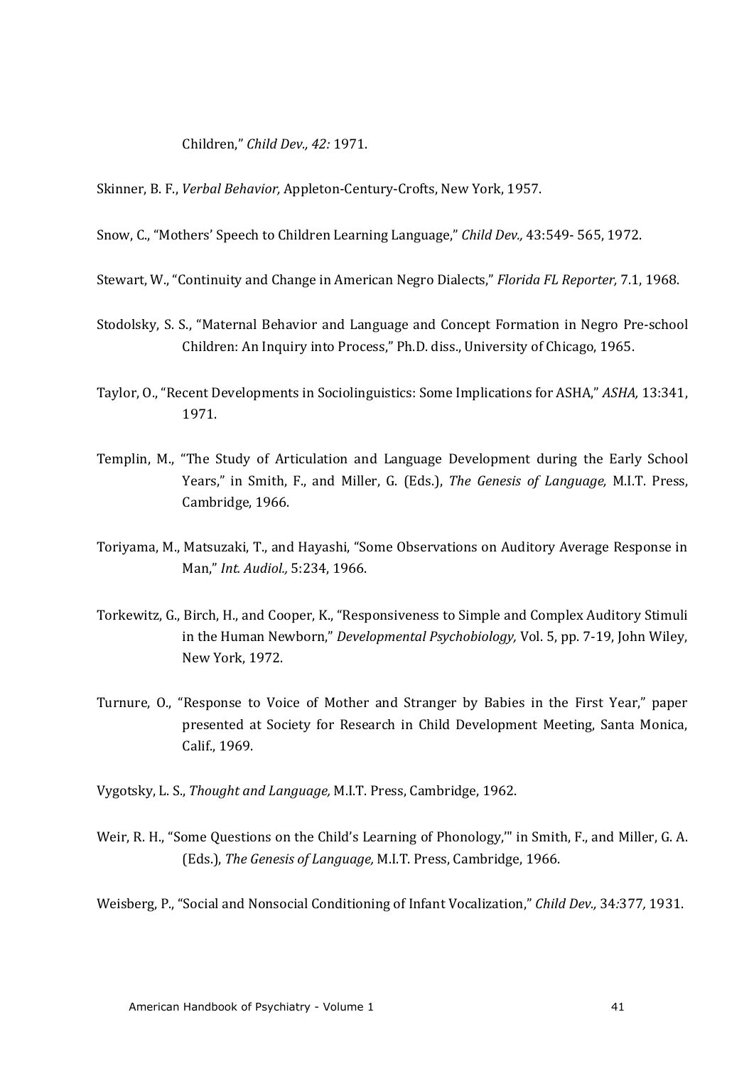Children," *Child Dev., 42:* 1971.

Skinner, B. F., *Verbal Behavior,* Appleton-Century-Crofts, New York, 1957.

Snow, C., "Mothers' Speech to Children Learning Language," *Child Dev.,* 43:549- 565, 1972.

Stewart, W., "Continuity and Change in American Negro Dialects," *Florida FL Reporter,* 7.1, 1968.

Stodolsky, S. S., "Maternal Behavior and Language and Concept Formation in Negro Pre-school Children: An Inquiry into Process," Ph.D. diss., University of Chicago, 1965.

Taylor, O., "Recent Developments in Sociolinguistics: Some Implications for ASHA," *ASHA,* 13:341, 1971.

Templin, M., "The Study of Articulation and Language Development during the Early School Years," in Smith, F., and Miller, G. (Eds.), *The Genesis of Language,* M.I.T. Press, Cambridge, 1966.

Toriyama, M., Matsuzaki, T., and Hayashi, "Some Observations on Auditory Average Response in Man," *Int. Audiol.,* 5:234, 1966.

Torkewitz, G., Birch, H., and Cooper, K., "Responsiveness to Simple and Complex Auditory Stimuli in the Human Newborn," *Developmental Psychobiology,* Vol. 5, pp. 7-19, John Wiley, New York, 1972.

Turnure, O., "Response to Voice of Mother and Stranger by Babies in the First Year," paper presented at Society for Research in Child Development Meeting, Santa Monica, Calif., 1969.

Vygotsky, L. S., *Thought and Language,* M.I.T. Press, Cambridge, 1962.

Weir, R. H., "Some Questions on the Child's Learning of Phonology,'" in Smith, F., and Miller, G. A. (Eds.), *The Genesis of Language,* M.I.T. Press, Cambridge, 1966.

Weisberg, P., "Social and Nonsocial Conditioning of Infant Vocalization," *Child Dev.,* 34:377, 1931.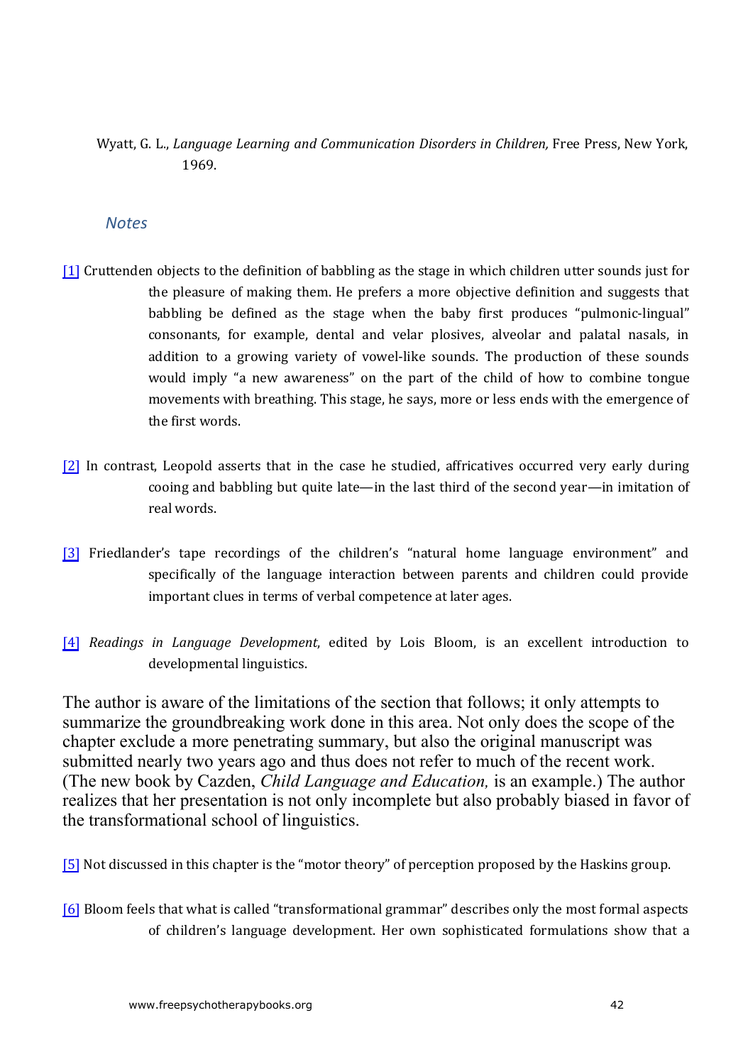Wyatt, G. L., *Language Learning and Communication Disorders in Children,* Free Press, New York, 1969.

## *Notes*

[1] Cruttenden objects to the definition of babbling as the stage in which children utter sounds just for the pleasure of making them. He prefers a more objective definition and suggests that babbling be defined as the stage when the baby first produces "pulmonic-lingual" consonants, for example, dental and velar plosives, alveolar and palatal nasals, in addition to a growing variety of vowel-like sounds. The production of these sounds would imply "a new awareness" on the part of the child of how to combine tongue movements with breathing. This stage, he says, more or less ends with the emergence of the first words.

[2] In contrast, Leopold asserts that in the case he studied, affricatives occurred very early during cooing and babbling but quite late—in the last third of the second year—in imitation of real words.

[3] Friedlander's tape recordings of the children's "natural home language environment" and specifically of the language interaction between parents and children could provide important clues in terms of verbal competence at later ages.

[4] *Readings in Language Development*, edited by Lois Bloom, is an excellent introduction to developmental linguistics.

The author is aware of the limitations of the section that follows; it only attempts to summarize the groundbreaking work done in this area. Not only does the scope of the chapter exclude a more penetrating summary, but also the original manuscript was submitted nearly two years ago and thus does not refer to much of the recent work. (The new book by Cazden, *Child Language and Education,* is an example.) The author realizes that her presentation is not only incomplete but also probably biased in favor of the transformational school of linguistics.

[5] Not discussed in this chapter is the "motor theory" of perception proposed by the Haskins group.

[6] Bloom feels that what is called "transformational grammar" describes only the most formal aspects of children's language development. Her own sophisticated formulations show that a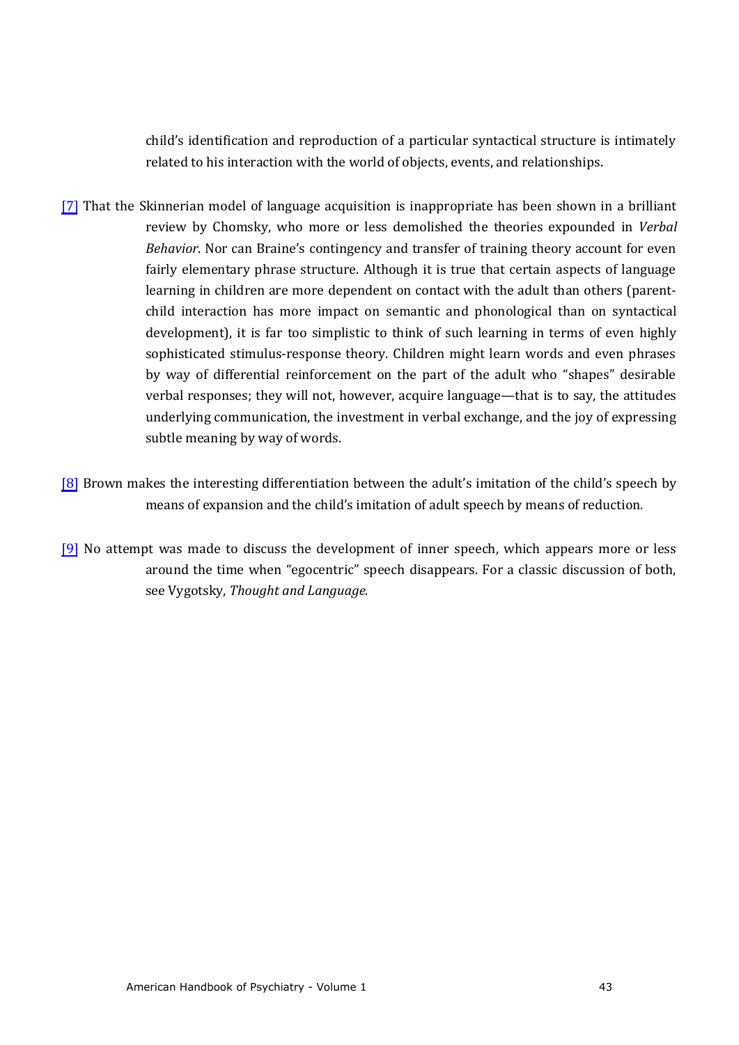child's identification and reproduction of a particular syntactical structure is intimately related to his interaction with the world of objects, events, and relationships.

[7] That the Skinnerian model of language acquisition is inappropriate has been shown in a brilliant review by Chomsky, who more or less demolished the theories expounded in *Verbal Behavior*. Nor can Braine's contingency and transfer of training theory account for even fairly elementary phrase structure. Although it is true that certain aspects of language learning in children are more dependent on contact with the adult than others (parent-child interaction has more impact on semantic and phonological than on syntactical development), it is far too simplistic to think of such learning in terms of even highly sophisticated stimulus-response theory. Children might learn words and even phrases by way of differential reinforcement on the part of the adult who "shapes" desirable verbal responses; they will not, however, acquire language—that is to say, the attitudes underlying communication, the investment in verbal exchange, and the joy of expressing subtle meaning by way of words.

[8] Brown makes the interesting differentiation between the adult's imitation of the child's speech by means of expansion and the child's imitation of adult speech by means of reduction.

[9] No attempt was made to discuss the development of inner speech, which appears more or less around the time when "egocentric" speech disappears. For a classic discussion of both, see Vygotsky, *Thought and Language.*